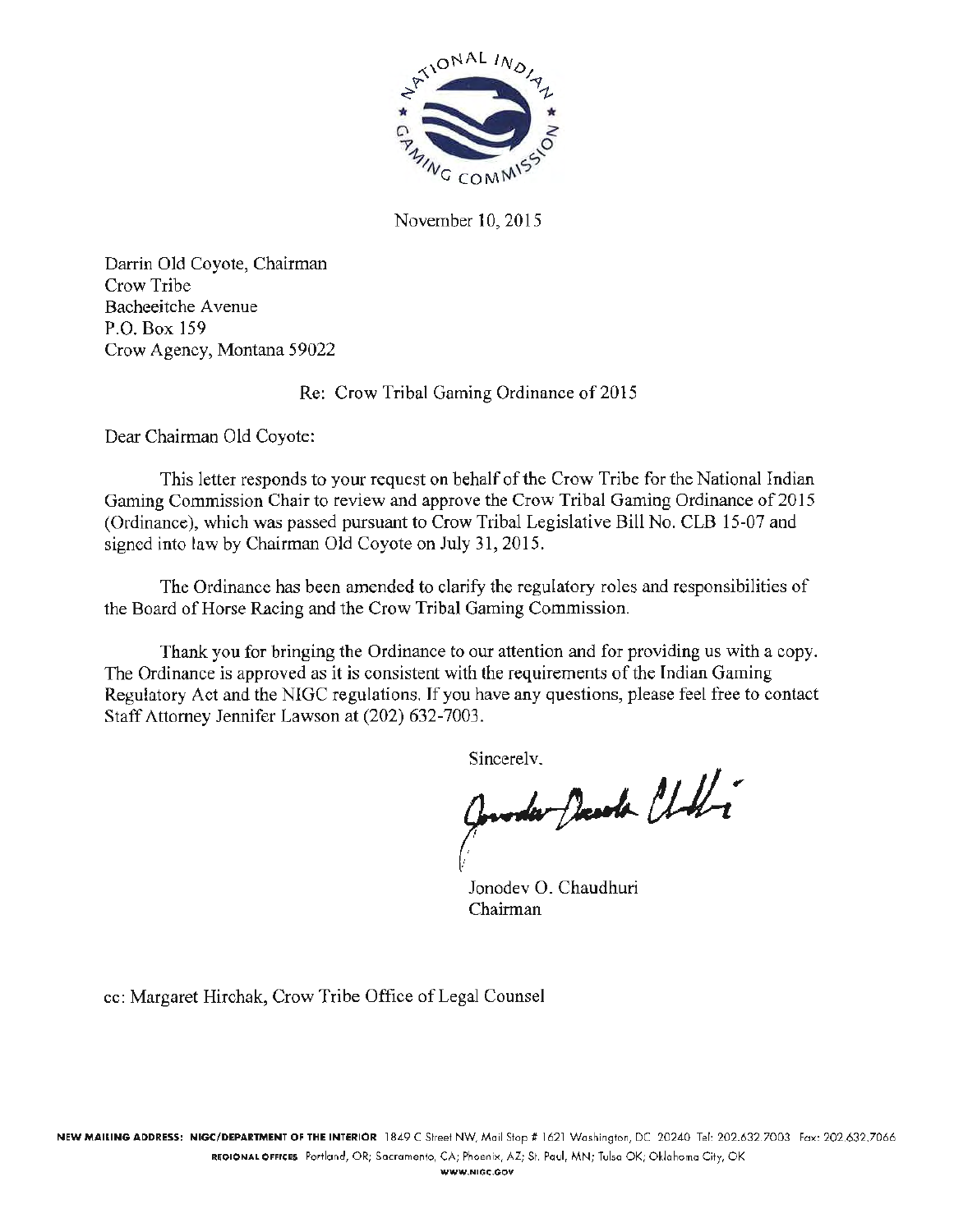November 10, 2015

Darrin Old Coyote, Chairman
Crow Tribe
Bacheeitche Avenue
P.O. Box 159
Crow Agency, Montana 59022

Re: Crow Tribal Gaming Ordinance of 2015

Dear Chairman Old Coyote:

This letter responds to your request on behalf of the Crow Tribe for the National Indian Gaming Commission Chair to review and approve the Crow Tribal Gaming Ordinance of 2015 (Ordinance), which was passed pursuant to Crow Tribal Legislative Bill No. CLB 15-07 and signed into law by Chairman Old Coyote on July 31, 2015.

The Ordinance has been amended to clarify the regulatory roles and responsibilities of the Board of Horse Racing and the Crow Tribal Gaming Commission.

Thank you for bringing the Ordinance to our attention and for providing us with a copy. The Ordinance is approved as it is consistent with the requirements of the Indian Gaming Regulatory Act and the NIGC regulations. If you have any questions, please feel free to contact Staff Attorney Jennifer Lawson at (202) 632-7003.

Sincerely,

Jonodev O. Chaudhuri
Chairman

cc: Margaret Hirchak, Crow Tribe Office of Legal Counsel

NEW MAILING ADDRESS: NIGC/DEPARTMENT OF THE INTERIOR 1849 C Street NW, Mail Stop # 1621 Washington, DC 20240 Tel: 202.632.7003 Fax: 202.632.7066
REGIONAL OFFICES Portland, OR; Sacramento, CA; Phoenix, AZ; St. Paul, MN; Tulsa OK; Oklahoma City, OK
WWW.NIGC.GOV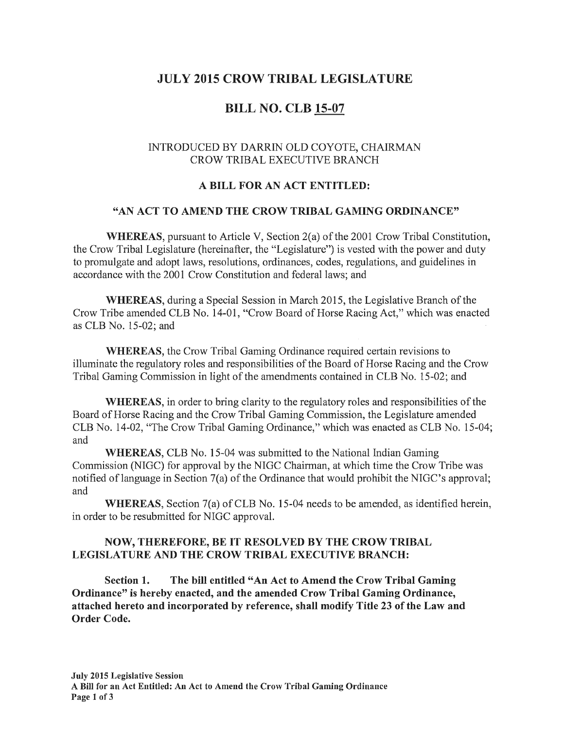# JULY 2015 CROW TRIBAL LEGISLATURE

# BILL NO. CLB 15-07

INTRODUCED BY DARRIN OLD COYOTE, CHAIRMAN
CROW TRIBAL EXECUTIVE BRANCH

**A BILL FOR AN ACT ENTITLED:**

**"AN ACT TO AMEND THE CROW TRIBAL GAMING ORDINANCE"**

**WHEREAS**, pursuant to Article V, Section 2(a) of the 2001 Crow Tribal Constitution, the Crow Tribal Legislature (hereinafter, the "Legislature") is vested with the power and duty to promulgate and adopt laws, resolutions, ordinances, codes, regulations, and guidelines in accordance with the 2001 Crow Constitution and federal laws; and

**WHEREAS**, during a Special Session in March 2015, the Legislative Branch of the Crow Tribe amended CLB No. 14-01, "Crow Board of Horse Racing Act," which was enacted as CLB No. 15-02; and

**WHEREAS**, the Crow Tribal Gaming Ordinance required certain revisions to illuminate the regulatory roles and responsibilities of the Board of Horse Racing and the Crow Tribal Gaming Commission in light of the amendments contained in CLB No. 15-02; and

**WHEREAS**, in order to bring clarity to the regulatory roles and responsibilities of the Board of Horse Racing and the Crow Tribal Gaming Commission, the Legislature amended CLB No. 14-02, "The Crow Tribal Gaming Ordinance," which was enacted as CLB No. 15-04; and

**WHEREAS**, CLB No. 15-04 was submitted to the National Indian Gaming Commission (NIGC) for approval by the NIGC Chairman, at which time the Crow Tribe was notified of language in Section 7(a) of the Ordinance that would prohibit the NIGC's approval; and

**WHEREAS**, Section 7(a) of CLB No. 15-04 needs to be amended, as identified herein, in order to be resubmitted for NIGC approval.

**NOW, THEREFORE, BE IT RESOLVED BY THE CROW TRIBAL LEGISLATURE AND THE CROW TRIBAL EXECUTIVE BRANCH:**

**Section 1. The bill entitled "An Act to Amend the Crow Tribal Gaming Ordinance" is hereby enacted, and the amended Crow Tribal Gaming Ordinance, attached hereto and incorporated by reference, shall modify Title 23 of the Law and Order Code.**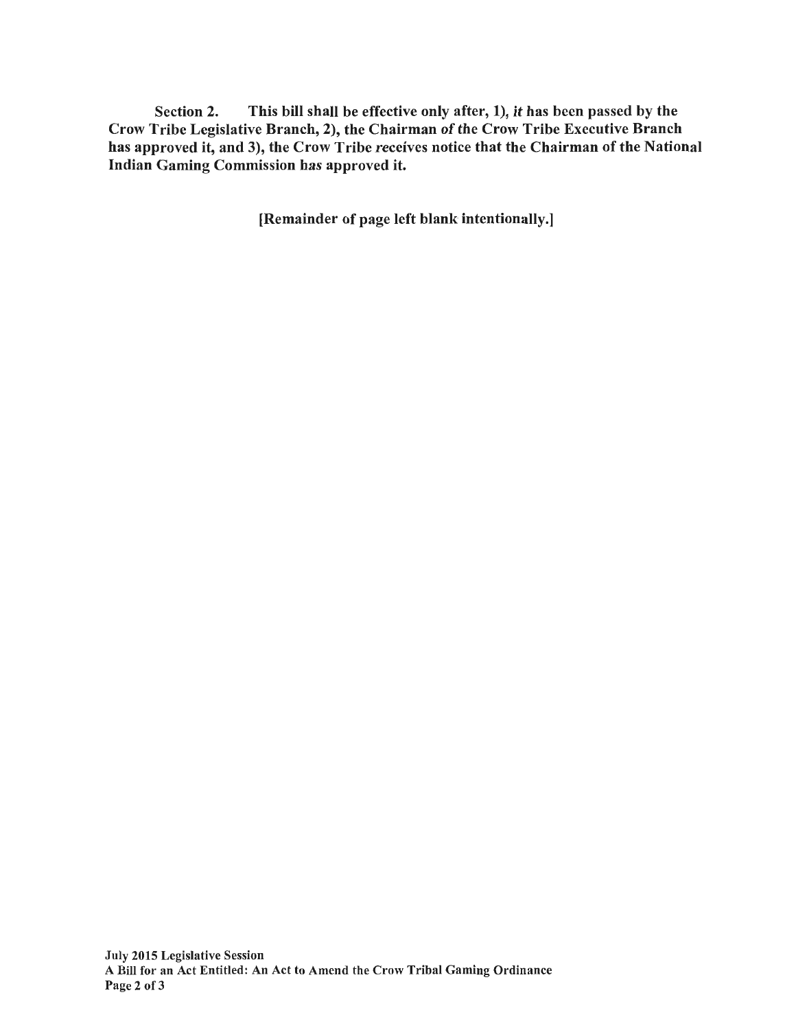**Section 2.** **This bill shall be effective only after, 1), it has been passed by the Crow Tribe Legislative Branch, 2), the Chairman of the Crow Tribe Executive Branch has approved it, and 3), the Crow Tribe receives notice that the Chairman of the National Indian Gaming Commission has approved it.**

**[Remainder of page left blank intentionally.]**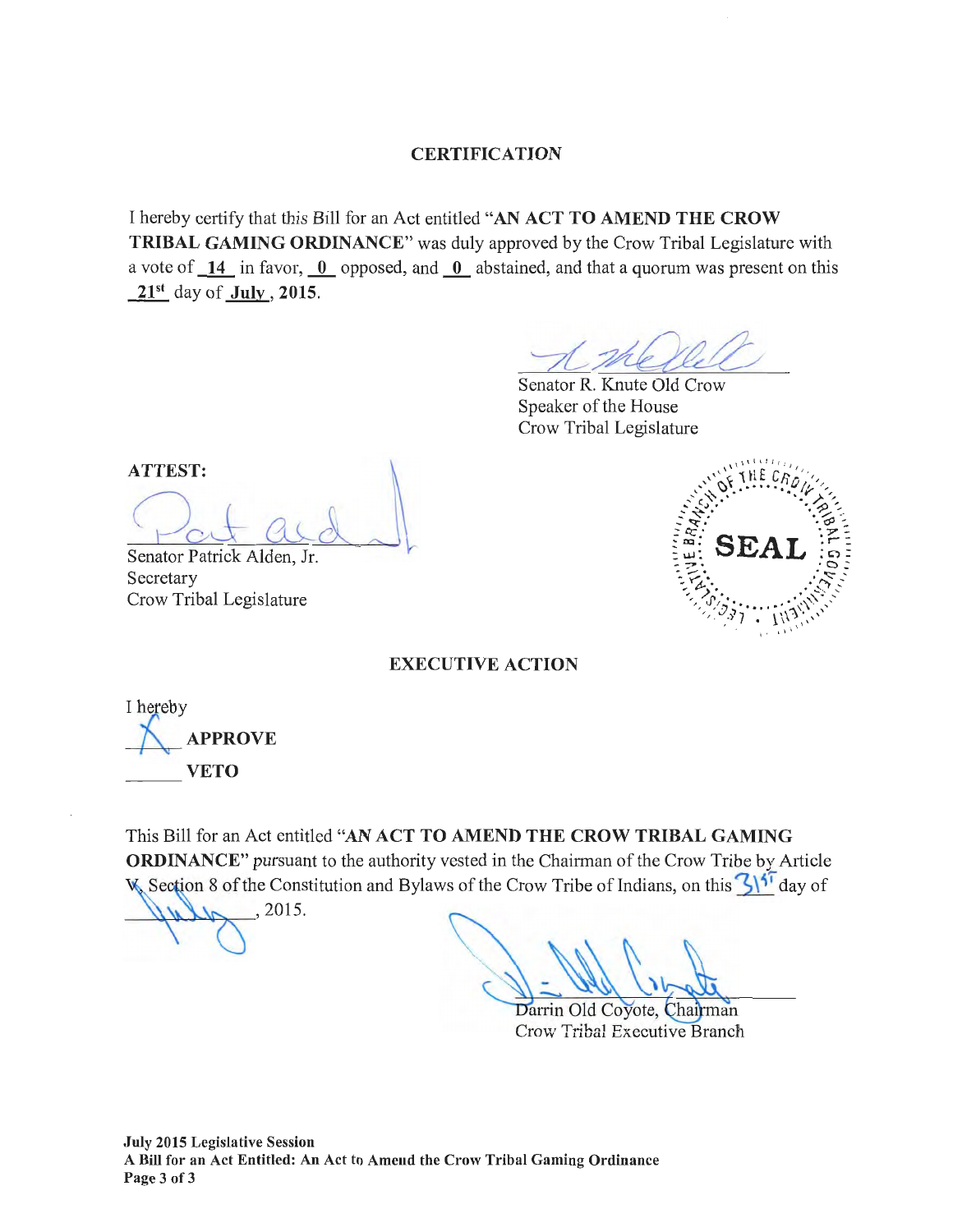## CERTIFICATION

I hereby certify that this Bill for an Act entitled "**AN ACT TO AMEND THE CROW TRIBAL GAMING ORDINANCE**" was duly approved by the Crow Tribal Legislature with a vote of **14** in favor, **0** opposed, and **0** abstained, and that a quorum was present on this **21st** day of **July**, **2015**.

Senator R. Knute Old Crow
Speaker of the House
Crow Tribal Legislature

**ATTEST:**

Senator Patrick Alden, Jr.
Secretary
Crow Tribal Legislature

THE CROW TRIBAL GOVERNMENT LEGISLATIVE BRANCH SEAL

## EXECUTIVE ACTION

I hereby

X **APPROVE**

\_\_\_\_\_ **VETO**

This Bill for an Act entitled "**AN ACT TO AMEND THE CROW TRIBAL GAMING ORDINANCE**" pursuant to the authority vested in the Chairman of the Crow Tribe by Article V, Section 8 of the Constitution and Bylaws of the Crow Tribe of Indians, on this 31st day of July, 2015.

Darrin Old Coyote, Chairman
Crow Tribal Executive Branch

**July 2015 Legislative Session**
**A Bill for an Act Entitled: An Act to Amend the Crow Tribal Gaming Ordinance**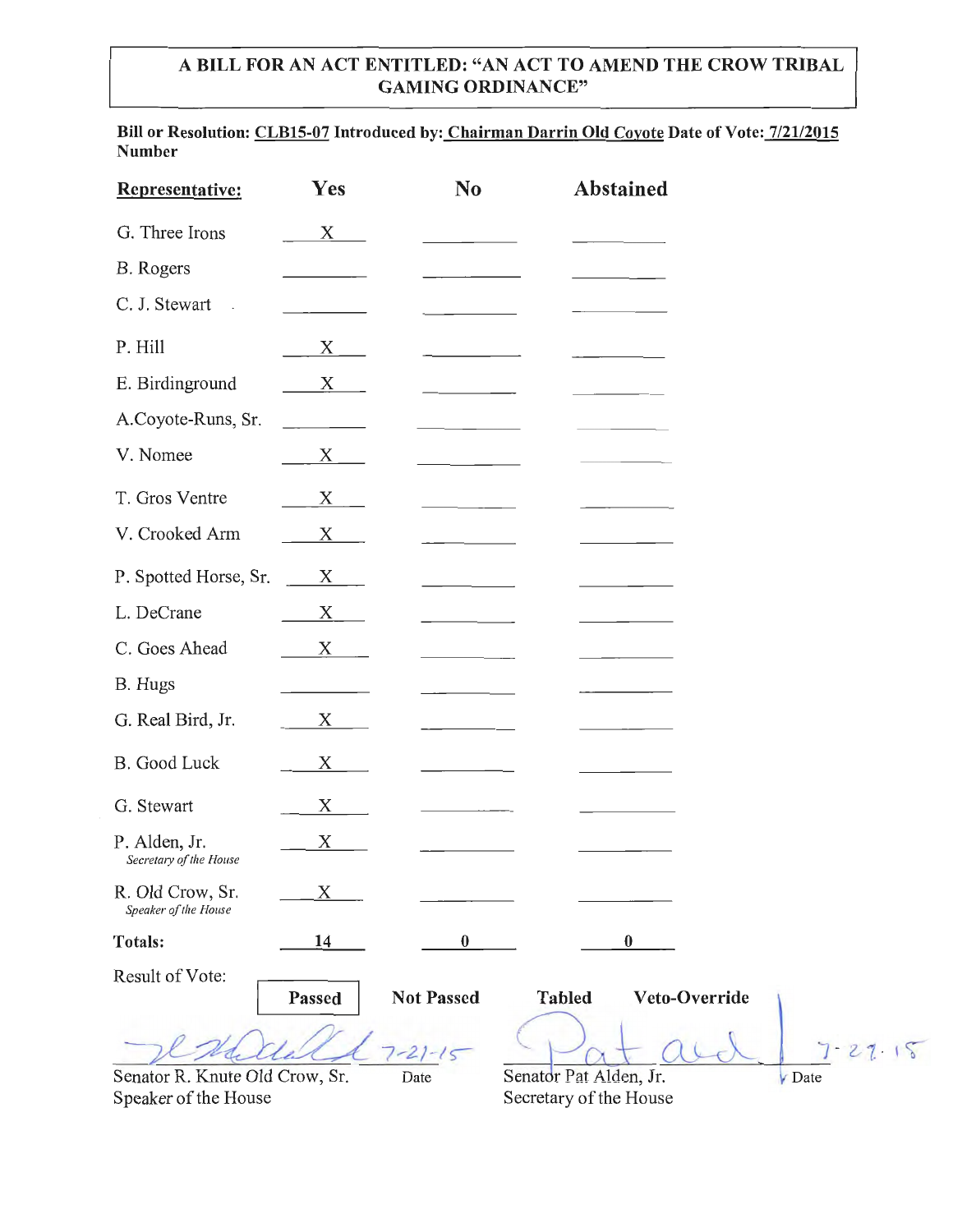**A BILL FOR AN ACT ENTITLED: "AN ACT TO AMEND THE CROW TRIBAL GAMING ORDINANCE"**

**Bill or Resolution Number: CLB15-07 Introduced by: Chairman Darrin Old Coyote Date of Vote: 7/21/2015**

| Representative: | Yes | No | Abstained |
|---|---|---|---|
| G. Three Irons | X | | |
| B. Rogers | | | |
| C. J. Stewart | | | |
| P. Hill | X | | |
| E. Birdinground | X | | |
| A.Coyote-Runs, Sr. | | | |
| V. Nomee | X | | |
| T. Gros Ventre | X | | |
| V. Crooked Arm | X | | |
| P. Spotted Horse, Sr. | X | | |
| L. DeCrane | X | | |
| C. Goes Ahead | X | | |
| B. Hugs | | | |
| G. Real Bird, Jr. | X | | |
| B. Good Luck | X | | |
| G. Stewart | X | | |
| P. Alden, Jr. *Secretary of the House* | X | | |
| R. Old Crow, Sr. *Speaker of the House* | X | | |
| **Totals:** | 14 | 0 | 0 |

Result of Vote: **Passed** | **Not Passed** | **Tabled** | **Veto-Override**

[Signature] 7-21-15
Senator R. Knute Old Crow, Sr. — Date
Speaker of the House

[Signature] 7-27-15
Senator Pat Alden, Jr. — Date
Secretary of the House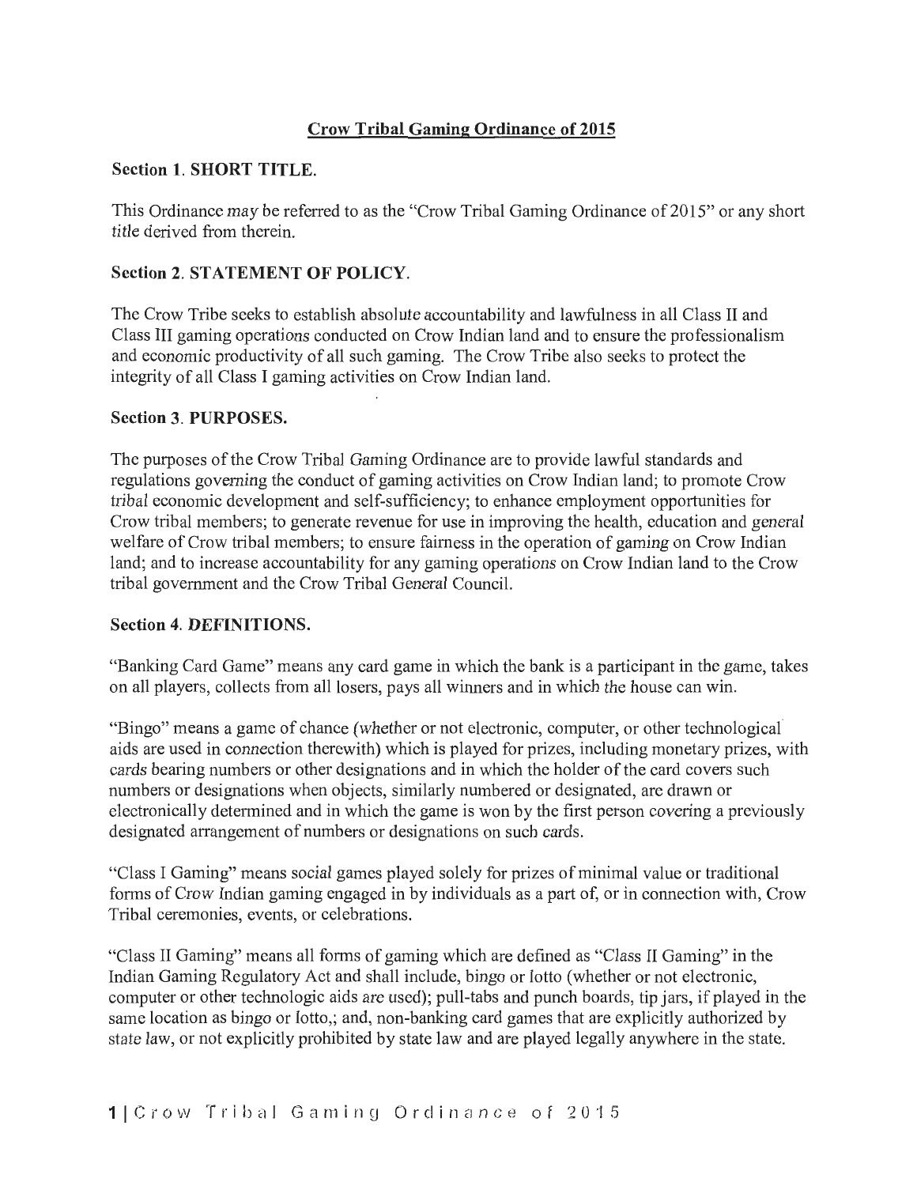# Crow Tribal Gaming Ordinance of 2015

## Section 1. SHORT TITLE.

This Ordinance may be referred to as the "Crow Tribal Gaming Ordinance of 2015" or any short title derived from therein.

## Section 2. STATEMENT OF POLICY.

The Crow Tribe seeks to establish absolute accountability and lawfulness in all Class II and Class III gaming operations conducted on Crow Indian land and to ensure the professionalism and economic productivity of all such gaming. The Crow Tribe also seeks to protect the integrity of all Class I gaming activities on Crow Indian land.

## Section 3. PURPOSES.

The purposes of the Crow Tribal Gaming Ordinance are to provide lawful standards and regulations governing the conduct of gaming activities on Crow Indian land; to promote Crow tribal economic development and self-sufficiency; to enhance employment opportunities for Crow tribal members; to generate revenue for use in improving the health, education and general welfare of Crow tribal members; to ensure fairness in the operation of gaming on Crow Indian land; and to increase accountability for any gaming operations on Crow Indian land to the Crow tribal government and the Crow Tribal General Council.

## Section 4. DEFINITIONS.

"Banking Card Game" means any card game in which the bank is a participant in the game, takes on all players, collects from all losers, pays all winners and in which the house can win.

"Bingo" means a game of chance (whether or not electronic, computer, or other technological aids are used in connection therewith) which is played for prizes, including monetary prizes, with cards bearing numbers or other designations and in which the holder of the card covers such numbers or designations when objects, similarly numbered or designated, are drawn or electronically determined and in which the game is won by the first person covering a previously designated arrangement of numbers or designations on such cards.

"Class I Gaming" means social games played solely for prizes of minimal value or traditional forms of Crow Indian gaming engaged in by individuals as a part of, or in connection with, Crow Tribal ceremonies, events, or celebrations.

"Class II Gaming" means all forms of gaming which are defined as "Class II Gaming" in the Indian Gaming Regulatory Act and shall include, bingo or lotto (whether or not electronic, computer or other technologic aids are used); pull-tabs and punch boards, tip jars, if played in the same location as bingo or lotto,; and, non-banking card games that are explicitly authorized by state law, or not explicitly prohibited by state law and are played legally anywhere in the state.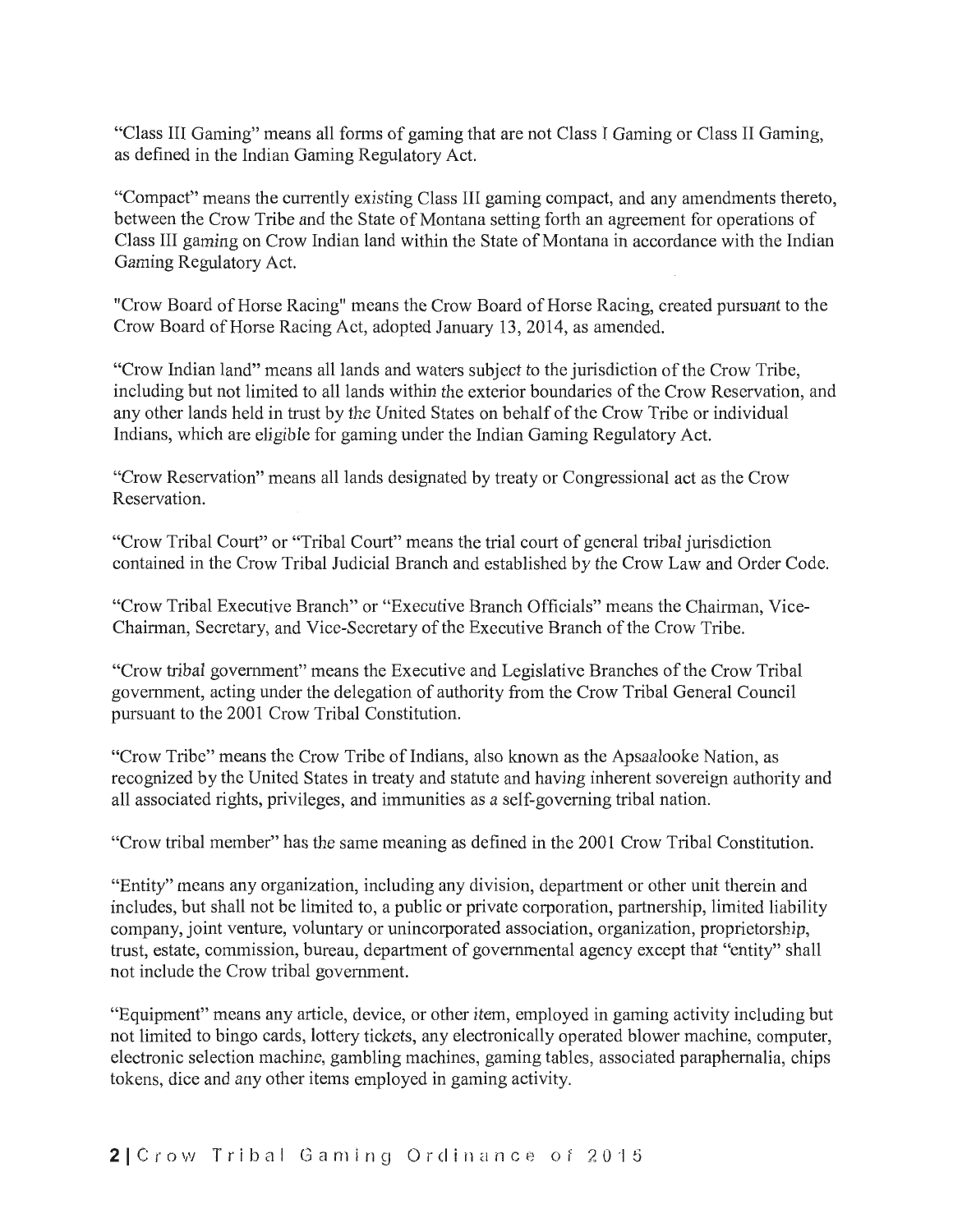"Class III Gaming" means all forms of gaming that are not Class I Gaming or Class II Gaming, as defined in the Indian Gaming Regulatory Act.

"Compact" means the currently existing Class III gaming compact, and any amendments thereto, between the Crow Tribe and the State of Montana setting forth an agreement for operations of Class III gaming on Crow Indian land within the State of Montana in accordance with the Indian Gaming Regulatory Act.

"Crow Board of Horse Racing" means the Crow Board of Horse Racing, created pursuant to the Crow Board of Horse Racing Act, adopted January 13, 2014, as amended.

"Crow Indian land" means all lands and waters subject to the jurisdiction of the Crow Tribe, including but not limited to all lands within the exterior boundaries of the Crow Reservation, and any other lands held in trust by the United States on behalf of the Crow Tribe or individual Indians, which are eligible for gaming under the Indian Gaming Regulatory Act.

"Crow Reservation" means all lands designated by treaty or Congressional act as the Crow Reservation.

"Crow Tribal Court" or "Tribal Court" means the trial court of general tribal jurisdiction contained in the Crow Tribal Judicial Branch and established by the Crow Law and Order Code.

"Crow Tribal Executive Branch" or "Executive Branch Officials" means the Chairman, Vice-Chairman, Secretary, and Vice-Secretary of the Executive Branch of the Crow Tribe.

"Crow tribal government" means the Executive and Legislative Branches of the Crow Tribal government, acting under the delegation of authority from the Crow Tribal General Council pursuant to the 2001 Crow Tribal Constitution.

"Crow Tribe" means the Crow Tribe of Indians, also known as the Apsaalooke Nation, as recognized by the United States in treaty and statute and having inherent sovereign authority and all associated rights, privileges, and immunities as a self-governing tribal nation.

"Crow tribal member" has the same meaning as defined in the 2001 Crow Tribal Constitution.

"Entity" means any organization, including any division, department or other unit therein and includes, but shall not be limited to, a public or private corporation, partnership, limited liability company, joint venture, voluntary or unincorporated association, organization, proprietorship, trust, estate, commission, bureau, department of governmental agency except that "entity" shall not include the Crow tribal government.

"Equipment" means any article, device, or other item, employed in gaming activity including but not limited to bingo cards, lottery tickets, any electronically operated blower machine, computer, electronic selection machine, gambling machines, gaming tables, associated paraphernalia, chips tokens, dice and any other items employed in gaming activity.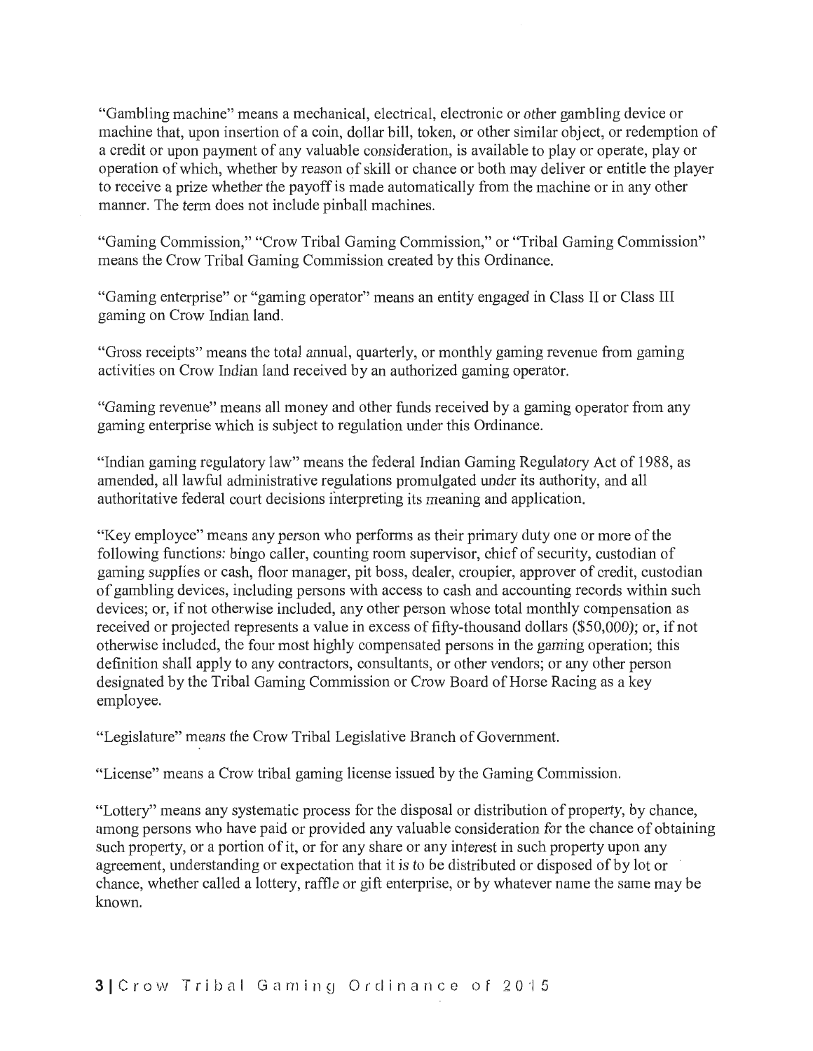"Gambling machine" means a mechanical, electrical, electronic or other gambling device or machine that, upon insertion of a coin, dollar bill, token, or other similar object, or redemption of a credit or upon payment of any valuable consideration, is available to play or operate, play or operation of which, whether by reason of skill or chance or both may deliver or entitle the player to receive a prize whether the payoff is made automatically from the machine or in any other manner. The term does not include pinball machines.

"Gaming Commission," "Crow Tribal Gaming Commission," or "Tribal Gaming Commission" means the Crow Tribal Gaming Commission created by this Ordinance.

"Gaming enterprise" or "gaming operator" means an entity engaged in Class II or Class III gaming on Crow Indian land.

"Gross receipts" means the total annual, quarterly, or monthly gaming revenue from gaming activities on Crow Indian land received by an authorized gaming operator.

"Gaming revenue" means all money and other funds received by a gaming operator from any gaming enterprise which is subject to regulation under this Ordinance.

"Indian gaming regulatory law" means the federal Indian Gaming Regulatory Act of 1988, as amended, all lawful administrative regulations promulgated under its authority, and all authoritative federal court decisions interpreting its meaning and application.

"Key employee" means any person who performs as their primary duty one or more of the following functions: bingo caller, counting room supervisor, chief of security, custodian of gaming supplies or cash, floor manager, pit boss, dealer, croupier, approver of credit, custodian of gambling devices, including persons with access to cash and accounting records within such devices; or, if not otherwise included, any other person whose total monthly compensation as received or projected represents a value in excess of fifty-thousand dollars ($50,000); or, if not otherwise included, the four most highly compensated persons in the gaming operation; this definition shall apply to any contractors, consultants, or other vendors; or any other person designated by the Tribal Gaming Commission or Crow Board of Horse Racing as a key employee.

"Legislature" means the Crow Tribal Legislative Branch of Government.

"License" means a Crow tribal gaming license issued by the Gaming Commission.

"Lottery" means any systematic process for the disposal or distribution of property, by chance, among persons who have paid or provided any valuable consideration for the chance of obtaining such property, or a portion of it, or for any share or any interest in such property upon any agreement, understanding or expectation that it is to be distributed or disposed of by lot or chance, whether called a lottery, raffle or gift enterprise, or by whatever name the same may be known.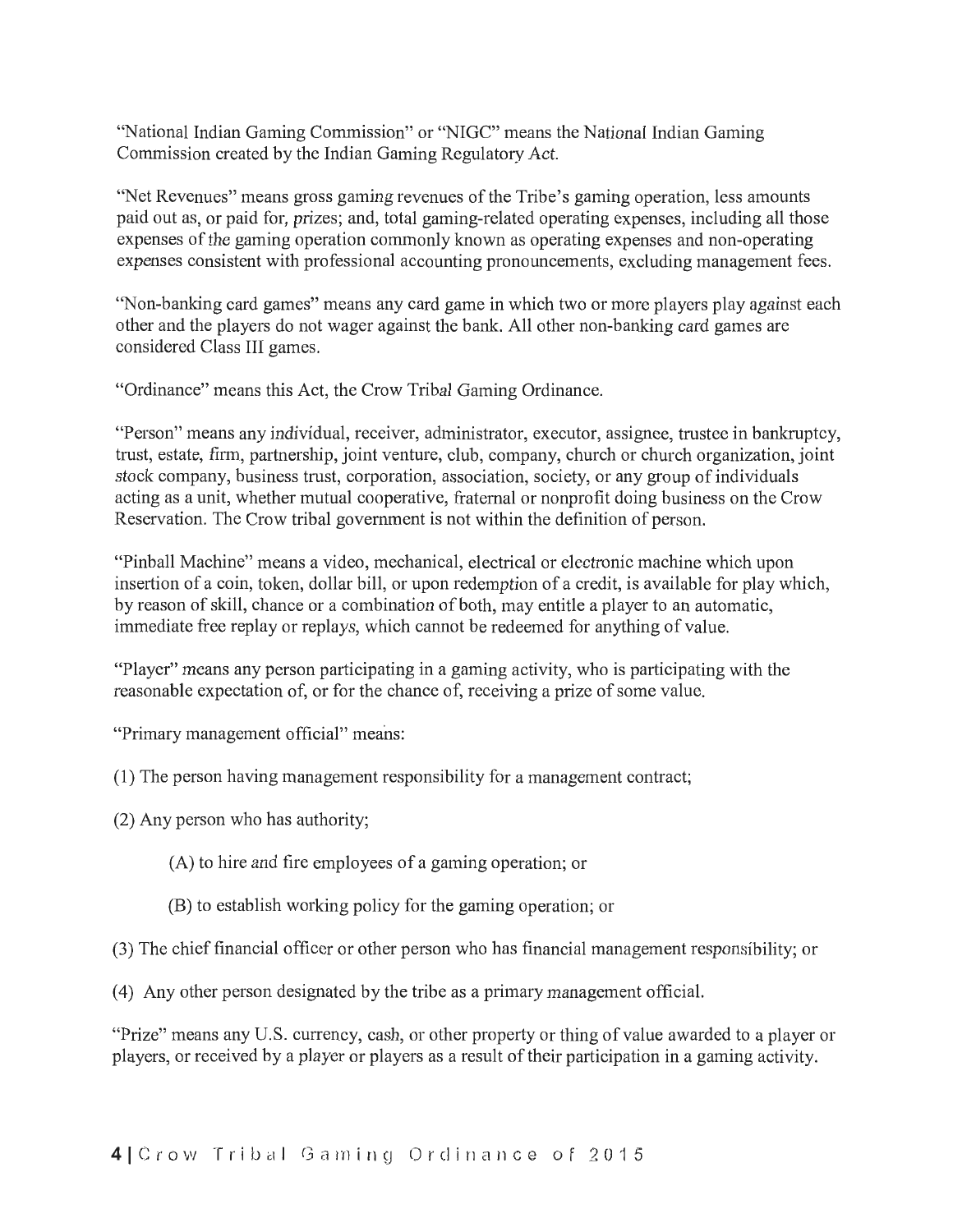"National Indian Gaming Commission" or "NIGC" means the National Indian Gaming Commission created by the Indian Gaming Regulatory Act.

"Net Revenues" means gross gaming revenues of the Tribe's gaming operation, less amounts paid out as, or paid for, prizes; and, total gaming-related operating expenses, including all those expenses of the gaming operation commonly known as operating expenses and non-operating expenses consistent with professional accounting pronouncements, excluding management fees.

"Non-banking card games" means any card game in which two or more players play against each other and the players do not wager against the bank. All other non-banking card games are considered Class III games.

"Ordinance" means this Act, the Crow Tribal Gaming Ordinance.

"Person" means any individual, receiver, administrator, executor, assignee, trustee in bankruptcy, trust, estate, firm, partnership, joint venture, club, company, church or church organization, joint stock company, business trust, corporation, association, society, or any group of individuals acting as a unit, whether mutual cooperative, fraternal or nonprofit doing business on the Crow Reservation. The Crow tribal government is not within the definition of person.

"Pinball Machine" means a video, mechanical, electrical or electronic machine which upon insertion of a coin, token, dollar bill, or upon redemption of a credit, is available for play which, by reason of skill, chance or a combination of both, may entitle a player to an automatic, immediate free replay or replays, which cannot be redeemed for anything of value.

"Player" means any person participating in a gaming activity, who is participating with the reasonable expectation of, or for the chance of, receiving a prize of some value.

"Primary management official" means:

(1) The person having management responsibility for a management contract;

(2) Any person who has authority;

(A) to hire and fire employees of a gaming operation; or

(B) to establish working policy for the gaming operation; or

(3) The chief financial officer or other person who has financial management responsibility; or

(4) Any other person designated by the tribe as a primary management official.

"Prize" means any U.S. currency, cash, or other property or thing of value awarded to a player or players, or received by a player or players as a result of their participation in a gaming activity.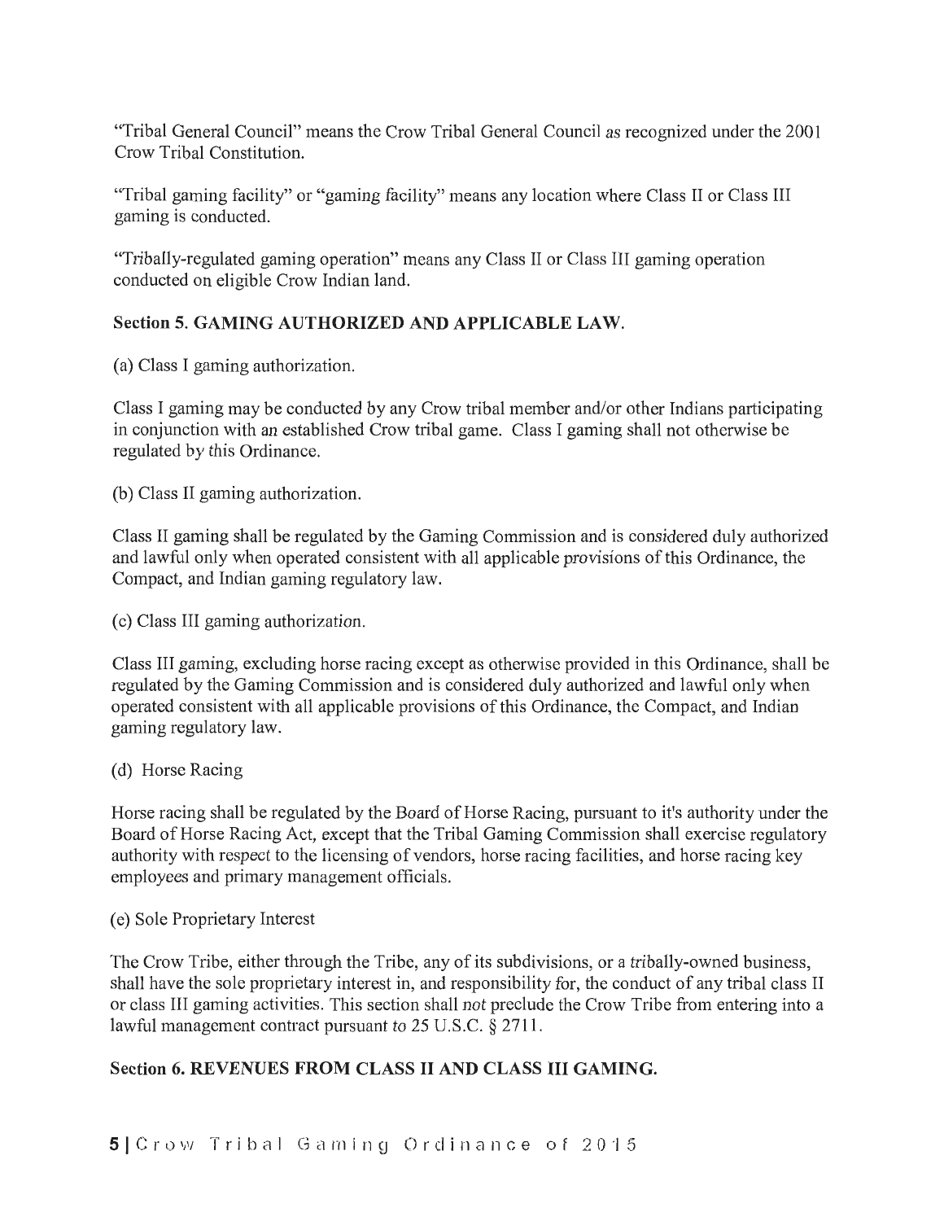"Tribal General Council" means the Crow Tribal General Council as recognized under the 2001 Crow Tribal Constitution.

"Tribal gaming facility" or "gaming facility" means any location where Class II or Class III gaming is conducted.

"Tribally-regulated gaming operation" means any Class II or Class III gaming operation conducted on eligible Crow Indian land.

## Section 5. GAMING AUTHORIZED AND APPLICABLE LAW.

(a) Class I gaming authorization.

Class I gaming may be conducted by any Crow tribal member and/or other Indians participating in conjunction with an established Crow tribal game. Class I gaming shall not otherwise be regulated by this Ordinance.

(b) Class II gaming authorization.

Class II gaming shall be regulated by the Gaming Commission and is considered duly authorized and lawful only when operated consistent with all applicable provisions of this Ordinance, the Compact, and Indian gaming regulatory law.

(c) Class III gaming authorization.

Class III gaming, excluding horse racing except as otherwise provided in this Ordinance, shall be regulated by the Gaming Commission and is considered duly authorized and lawful only when operated consistent with all applicable provisions of this Ordinance, the Compact, and Indian gaming regulatory law.

(d) Horse Racing

Horse racing shall be regulated by the Board of Horse Racing, pursuant to it's authority under the Board of Horse Racing Act, except that the Tribal Gaming Commission shall exercise regulatory authority with respect to the licensing of vendors, horse racing facilities, and horse racing key employees and primary management officials.

(e) Sole Proprietary Interest

The Crow Tribe, either through the Tribe, any of its subdivisions, or a tribally-owned business, shall have the sole proprietary interest in, and responsibility for, the conduct of any tribal class II or class III gaming activities. This section shall not preclude the Crow Tribe from entering into a lawful management contract pursuant to 25 U.S.C. § 2711.

## Section 6. REVENUES FROM CLASS II AND CLASS III GAMING.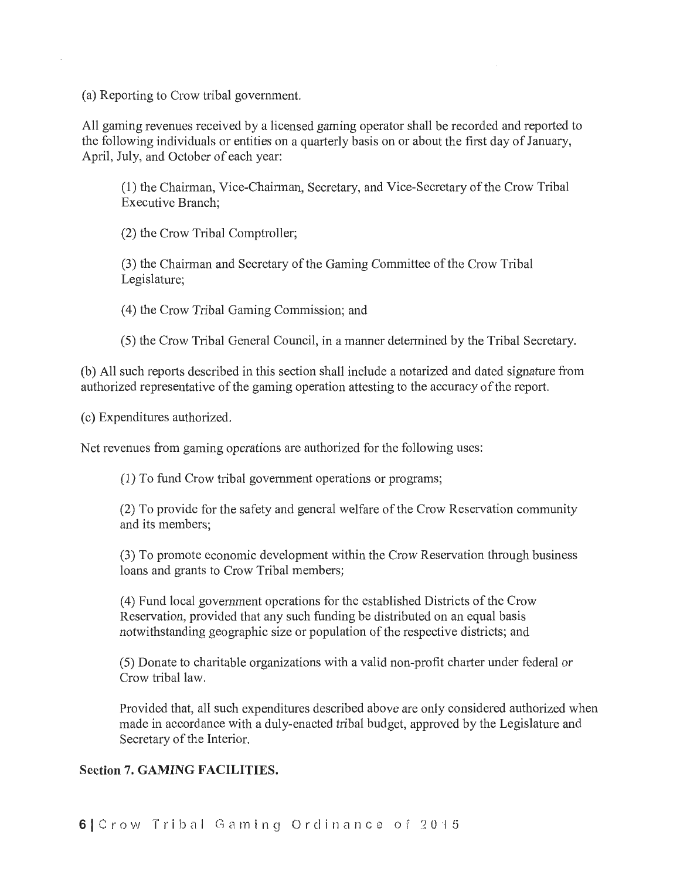(a) Reporting to Crow tribal government.

All gaming revenues received by a licensed gaming operator shall be recorded and reported to the following individuals or entities on a quarterly basis on or about the first day of January, April, July, and October of each year:

(1) the Chairman, Vice-Chairman, Secretary, and Vice-Secretary of the Crow Tribal Executive Branch;

(2) the Crow Tribal Comptroller;

(3) the Chairman and Secretary of the Gaming Committee of the Crow Tribal Legislature;

(4) the Crow Tribal Gaming Commission; and

(5) the Crow Tribal General Council, in a manner determined by the Tribal Secretary.

(b) All such reports described in this section shall include a notarized and dated signature from authorized representative of the gaming operation attesting to the accuracy of the report.

(c) Expenditures authorized.

Net revenues from gaming operations are authorized for the following uses:

(1) To fund Crow tribal government operations or programs;

(2) To provide for the safety and general welfare of the Crow Reservation community and its members;

(3) To promote economic development within the Crow Reservation through business loans and grants to Crow Tribal members;

(4) Fund local government operations for the established Districts of the Crow Reservation, provided that any such funding be distributed on an equal basis notwithstanding geographic size or population of the respective districts; and

(5) Donate to charitable organizations with a valid non-profit charter under federal or Crow tribal law.

Provided that, all such expenditures described above are only considered authorized when made in accordance with a duly-enacted tribal budget, approved by the Legislature and Secretary of the Interior.

**Section 7. GAMING FACILITIES.**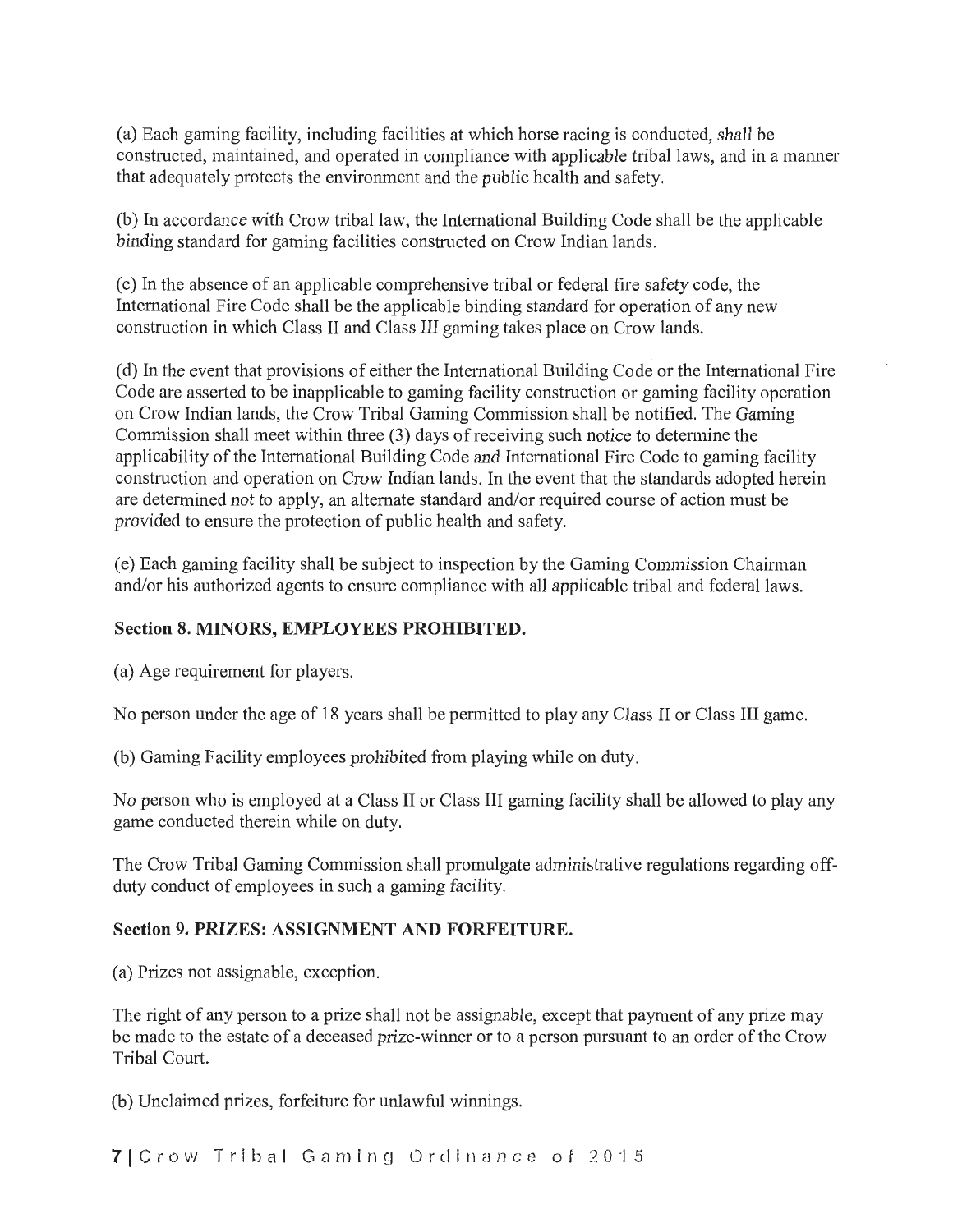(a) Each gaming facility, including facilities at which horse racing is conducted, shall be constructed, maintained, and operated in compliance with applicable tribal laws, and in a manner that adequately protects the environment and the public health and safety.

(b) In accordance with Crow tribal law, the International Building Code shall be the applicable binding standard for gaming facilities constructed on Crow Indian lands.

(c) In the absence of an applicable comprehensive tribal or federal fire safety code, the International Fire Code shall be the applicable binding standard for operation of any new construction in which Class II and Class III gaming takes place on Crow lands.

(d) In the event that provisions of either the International Building Code or the International Fire Code are asserted to be inapplicable to gaming facility construction or gaming facility operation on Crow Indian lands, the Crow Tribal Gaming Commission shall be notified. The Gaming Commission shall meet within three (3) days of receiving such notice to determine the applicability of the International Building Code and International Fire Code to gaming facility construction and operation on Crow Indian lands. In the event that the standards adopted herein are determined not to apply, an alternate standard and/or required course of action must be provided to ensure the protection of public health and safety.

(e) Each gaming facility shall be subject to inspection by the Gaming Commission Chairman and/or his authorized agents to ensure compliance with all applicable tribal and federal laws.

**Section 8. MINORS, EMPLOYEES PROHIBITED.**

(a) Age requirement for players.

No person under the age of 18 years shall be permitted to play any Class II or Class III game.

(b) Gaming Facility employees prohibited from playing while on duty.

No person who is employed at a Class II or Class III gaming facility shall be allowed to play any game conducted therein while on duty.

The Crow Tribal Gaming Commission shall promulgate administrative regulations regarding off-duty conduct of employees in such a gaming facility.

**Section 9. PRIZES: ASSIGNMENT AND FORFEITURE.**

(a) Prizes not assignable, exception.

The right of any person to a prize shall not be assignable, except that payment of any prize may be made to the estate of a deceased prize-winner or to a person pursuant to an order of the Crow Tribal Court.

(b) Unclaimed prizes, forfeiture for unlawful winnings.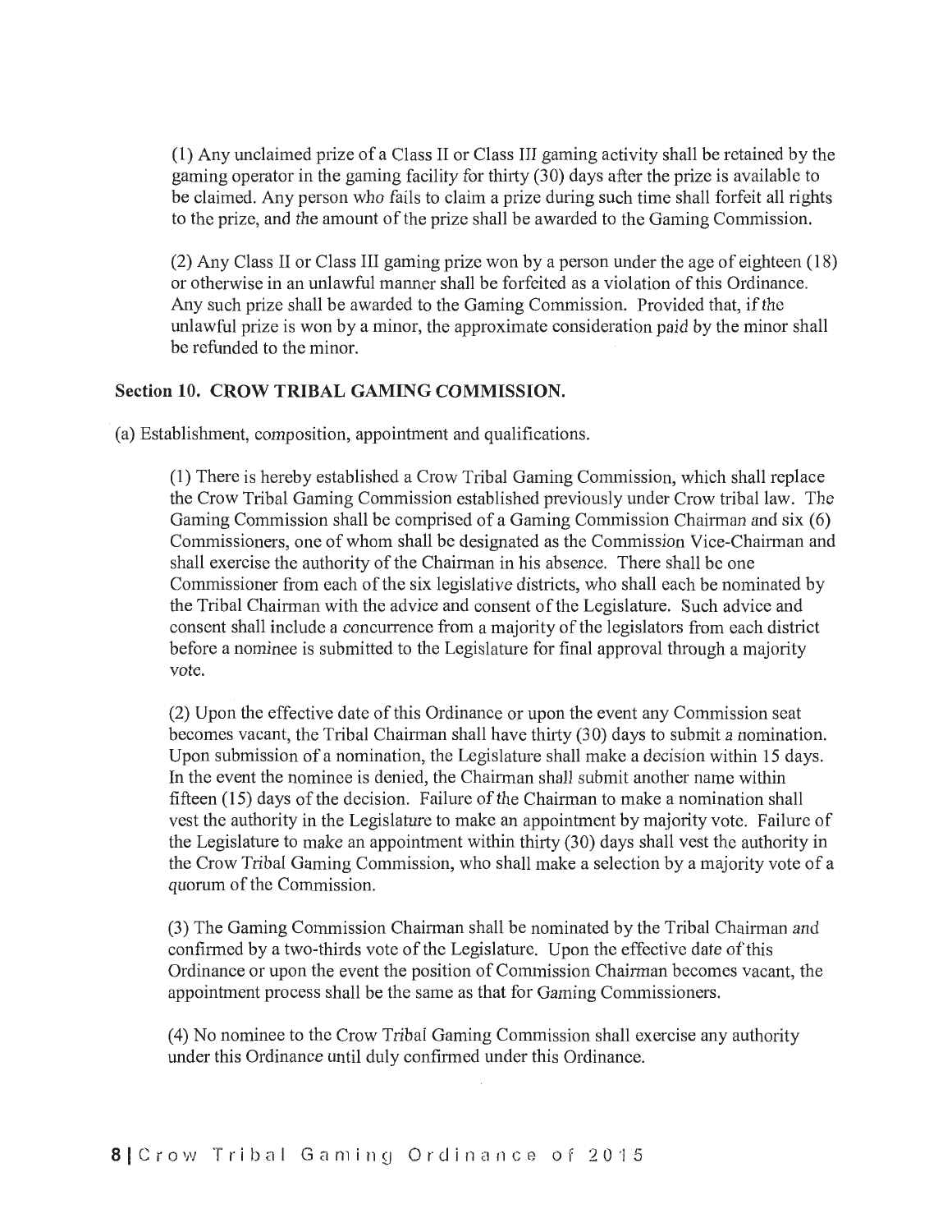(1) Any unclaimed prize of a Class II or Class III gaming activity shall be retained by the gaming operator in the gaming facility for thirty (30) days after the prize is available to be claimed. Any person who fails to claim a prize during such time shall forfeit all rights to the prize, and the amount of the prize shall be awarded to the Gaming Commission.

(2) Any Class II or Class III gaming prize won by a person under the age of eighteen (18) or otherwise in an unlawful manner shall be forfeited as a violation of this Ordinance. Any such prize shall be awarded to the Gaming Commission. Provided that, if the unlawful prize is won by a minor, the approximate consideration paid by the minor shall be refunded to the minor.

## Section 10. CROW TRIBAL GAMING COMMISSION.

(a) Establishment, composition, appointment and qualifications.

(1) There is hereby established a Crow Tribal Gaming Commission, which shall replace the Crow Tribal Gaming Commission established previously under Crow tribal law. The Gaming Commission shall be comprised of a Gaming Commission Chairman and six (6) Commissioners, one of whom shall be designated as the Commission Vice-Chairman and shall exercise the authority of the Chairman in his absence. There shall be one Commissioner from each of the six legislative districts, who shall each be nominated by the Tribal Chairman with the advice and consent of the Legislature. Such advice and consent shall include a concurrence from a majority of the legislators from each district before a nominee is submitted to the Legislature for final approval through a majority vote.

(2) Upon the effective date of this Ordinance or upon the event any Commission seat becomes vacant, the Tribal Chairman shall have thirty (30) days to submit a nomination. Upon submission of a nomination, the Legislature shall make a decision within 15 days. In the event the nominee is denied, the Chairman shall submit another name within fifteen (15) days of the decision. Failure of the Chairman to make a nomination shall vest the authority in the Legislature to make an appointment by majority vote. Failure of the Legislature to make an appointment within thirty (30) days shall vest the authority in the Crow Tribal Gaming Commission, who shall make a selection by a majority vote of a quorum of the Commission.

(3) The Gaming Commission Chairman shall be nominated by the Tribal Chairman and confirmed by a two-thirds vote of the Legislature. Upon the effective date of this Ordinance or upon the event the position of Commission Chairman becomes vacant, the appointment process shall be the same as that for Gaming Commissioners.

(4) No nominee to the Crow Tribal Gaming Commission shall exercise any authority under this Ordinance until duly confirmed under this Ordinance.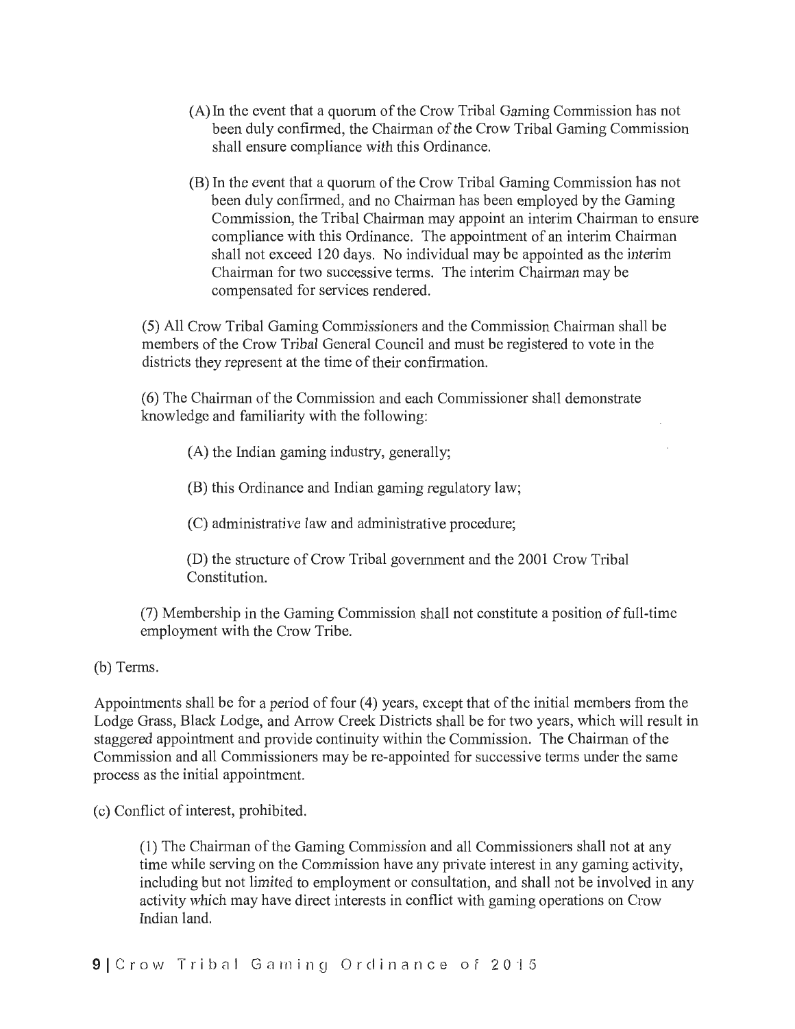(A) In the event that a quorum of the Crow Tribal Gaming Commission has not been duly confirmed, the Chairman of the Crow Tribal Gaming Commission shall ensure compliance with this Ordinance.

(B) In the event that a quorum of the Crow Tribal Gaming Commission has not been duly confirmed, and no Chairman has been employed by the Gaming Commission, the Tribal Chairman may appoint an interim Chairman to ensure compliance with this Ordinance. The appointment of an interim Chairman shall not exceed 120 days. No individual may be appointed as the interim Chairman for two successive terms. The interim Chairman may be compensated for services rendered.

(5) All Crow Tribal Gaming Commissioners and the Commission Chairman shall be members of the Crow Tribal General Council and must be registered to vote in the districts they represent at the time of their confirmation.

(6) The Chairman of the Commission and each Commissioner shall demonstrate knowledge and familiarity with the following:

(A) the Indian gaming industry, generally;

(B) this Ordinance and Indian gaming regulatory law;

(C) administrative law and administrative procedure;

(D) the structure of Crow Tribal government and the 2001 Crow Tribal Constitution.

(7) Membership in the Gaming Commission shall not constitute a position of full-time employment with the Crow Tribe.

(b) Terms.

Appointments shall be for a period of four (4) years, except that of the initial members from the Lodge Grass, Black Lodge, and Arrow Creek Districts shall be for two years, which will result in staggered appointment and provide continuity within the Commission. The Chairman of the Commission and all Commissioners may be re-appointed for successive terms under the same process as the initial appointment.

(c) Conflict of interest, prohibited.

(1) The Chairman of the Gaming Commission and all Commissioners shall not at any time while serving on the Commission have any private interest in any gaming activity, including but not limited to employment or consultation, and shall not be involved in any activity which may have direct interests in conflict with gaming operations on Crow Indian land.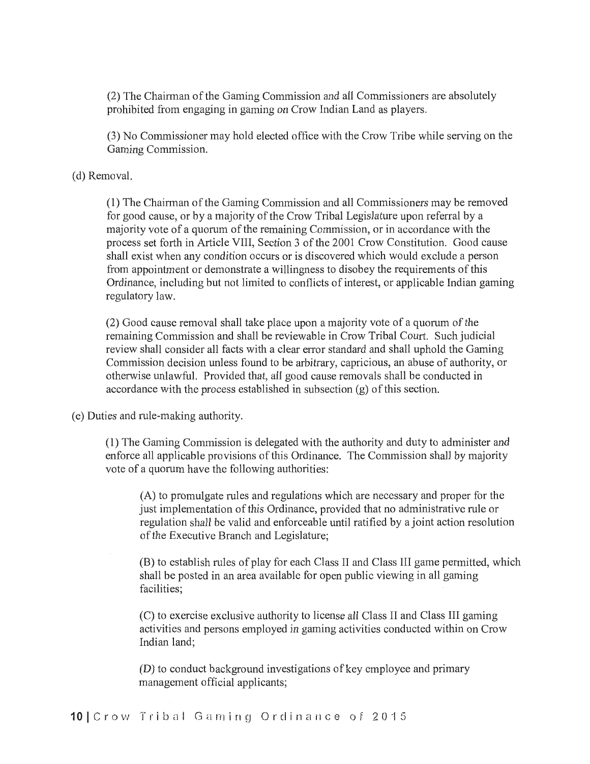(2) The Chairman of the Gaming Commission and all Commissioners are absolutely prohibited from engaging in gaming on Crow Indian Land as players.

(3) No Commissioner may hold elected office with the Crow Tribe while serving on the Gaming Commission.

(d) Removal.

(1) The Chairman of the Gaming Commission and all Commissioners may be removed for good cause, or by a majority of the Crow Tribal Legislature upon referral by a majority vote of a quorum of the remaining Commission, or in accordance with the process set forth in Article VIII, Section 3 of the 2001 Crow Constitution. Good cause shall exist when any condition occurs or is discovered which would exclude a person from appointment or demonstrate a willingness to disobey the requirements of this Ordinance, including but not limited to conflicts of interest, or applicable Indian gaming regulatory law.

(2) Good cause removal shall take place upon a majority vote of a quorum of the remaining Commission and shall be reviewable in Crow Tribal Court. Such judicial review shall consider all facts with a clear error standard and shall uphold the Gaming Commission decision unless found to be arbitrary, capricious, an abuse of authority, or otherwise unlawful. Provided that, all good cause removals shall be conducted in accordance with the process established in subsection (g) of this section.

(e) Duties and rule-making authority.

(1) The Gaming Commission is delegated with the authority and duty to administer and enforce all applicable provisions of this Ordinance. The Commission shall by majority vote of a quorum have the following authorities:

(A) to promulgate rules and regulations which are necessary and proper for the just implementation of this Ordinance, provided that no administrative rule or regulation shall be valid and enforceable until ratified by a joint action resolution of the Executive Branch and Legislature;

(B) to establish rules of play for each Class II and Class III game permitted, which shall be posted in an area available for open public viewing in all gaming facilities;

(C) to exercise exclusive authority to license all Class II and Class III gaming activities and persons employed in gaming activities conducted within on Crow Indian land;

(D) to conduct background investigations of key employee and primary management official applicants;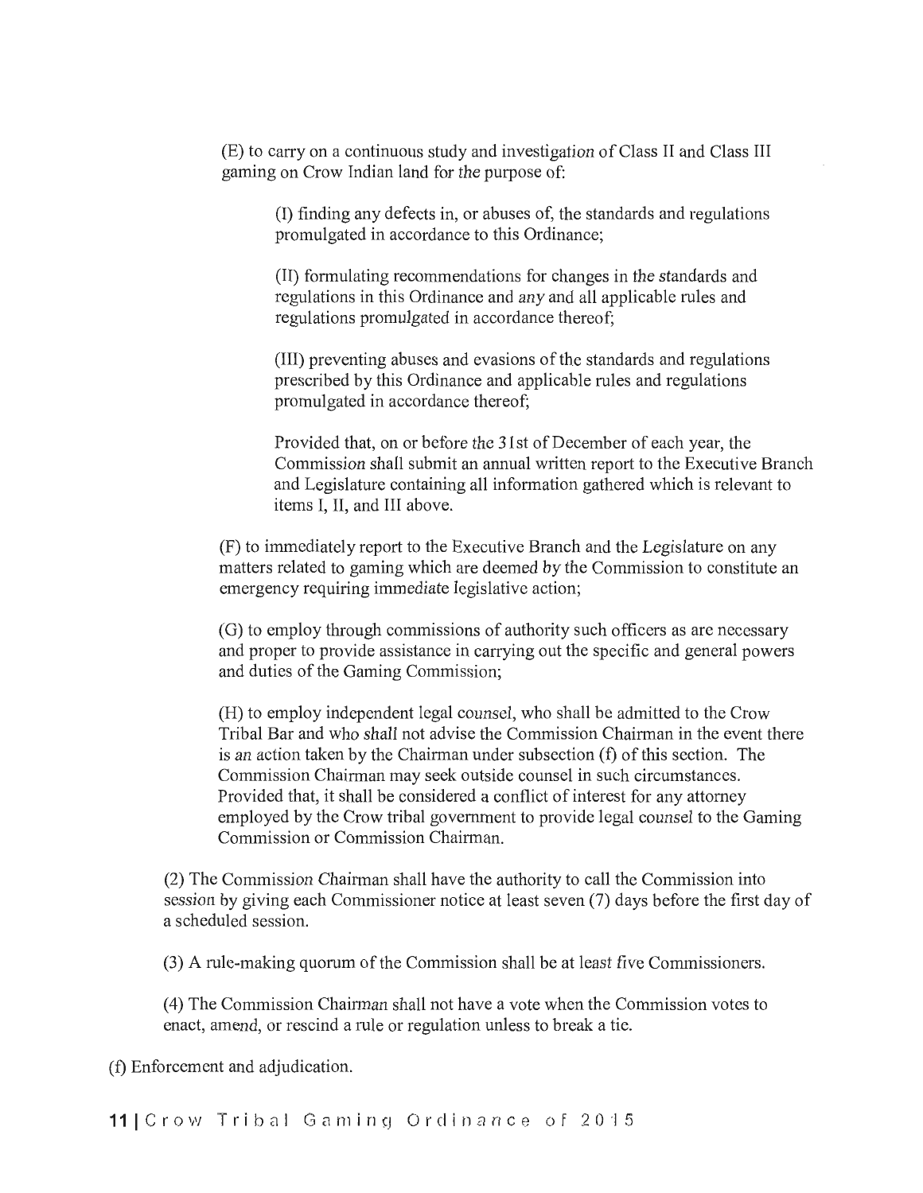(E) to carry on a continuous study and investigation of Class II and Class III gaming on Crow Indian land for the purpose of:

(I) finding any defects in, or abuses of, the standards and regulations promulgated in accordance to this Ordinance;

(II) formulating recommendations for changes in the standards and regulations in this Ordinance and any and all applicable rules and regulations promulgated in accordance thereof;

(III) preventing abuses and evasions of the standards and regulations prescribed by this Ordinance and applicable rules and regulations promulgated in accordance thereof;

Provided that, on or before the 31st of December of each year, the Commission shall submit an annual written report to the Executive Branch and Legislature containing all information gathered which is relevant to items I, II, and III above.

(F) to immediately report to the Executive Branch and the Legislature on any matters related to gaming which are deemed by the Commission to constitute an emergency requiring immediate legislative action;

(G) to employ through commissions of authority such officers as are necessary and proper to provide assistance in carrying out the specific and general powers and duties of the Gaming Commission;

(H) to employ independent legal counsel, who shall be admitted to the Crow Tribal Bar and who shall not advise the Commission Chairman in the event there is an action taken by the Chairman under subsection (f) of this section. The Commission Chairman may seek outside counsel in such circumstances. Provided that, it shall be considered a conflict of interest for any attorney employed by the Crow tribal government to provide legal counsel to the Gaming Commission or Commission Chairman.

(2) The Commission Chairman shall have the authority to call the Commission into session by giving each Commissioner notice at least seven (7) days before the first day of a scheduled session.

(3) A rule-making quorum of the Commission shall be at least five Commissioners.

(4) The Commission Chairman shall not have a vote when the Commission votes to enact, amend, or rescind a rule or regulation unless to break a tie.

(f) Enforcement and adjudication.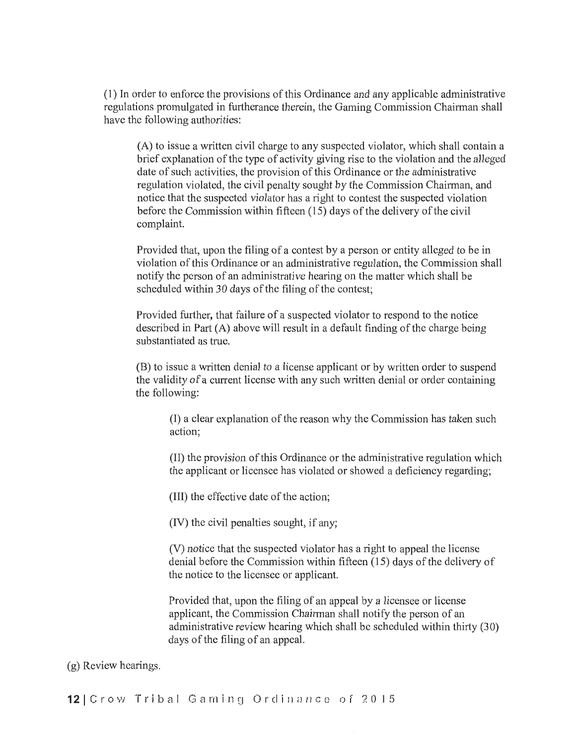(1) In order to enforce the provisions of this Ordinance and any applicable administrative regulations promulgated in furtherance therein, the Gaming Commission Chairman shall have the following authorities:

(A) to issue a written civil charge to any suspected violator, which shall contain a brief explanation of the type of activity giving rise to the violation and the alleged date of such activities, the provision of this Ordinance or the administrative regulation violated, the civil penalty sought by the Commission Chairman, and notice that the suspected violator has a right to contest the suspected violation before the Commission within fifteen (15) days of the delivery of the civil complaint.

Provided that, upon the filing of a contest by a person or entity alleged to be in violation of this Ordinance or an administrative regulation, the Commission shall notify the person of an administrative hearing on the matter which shall be scheduled within 30 days of the filing of the contest;

Provided further, that failure of a suspected violator to respond to the notice described in Part (A) above will result in a default finding of the charge being substantiated as true.

(B) to issue a written denial to a license applicant or by written order to suspend the validity of a current license with any such written denial or order containing the following:

(I) a clear explanation of the reason why the Commission has taken such action;

(II) the provision of this Ordinance or the administrative regulation which the applicant or licensee has violated or showed a deficiency regarding;

(III) the effective date of the action;

(IV) the civil penalties sought, if any;

(V) notice that the suspected violator has a right to appeal the license denial before the Commission within fifteen (15) days of the delivery of the notice to the licensee or applicant.

Provided that, upon the filing of an appeal by a licensee or license applicant, the Commission Chairman shall notify the person of an administrative review hearing which shall be scheduled within thirty (30) days of the filing of an appeal.

(g) Review hearings.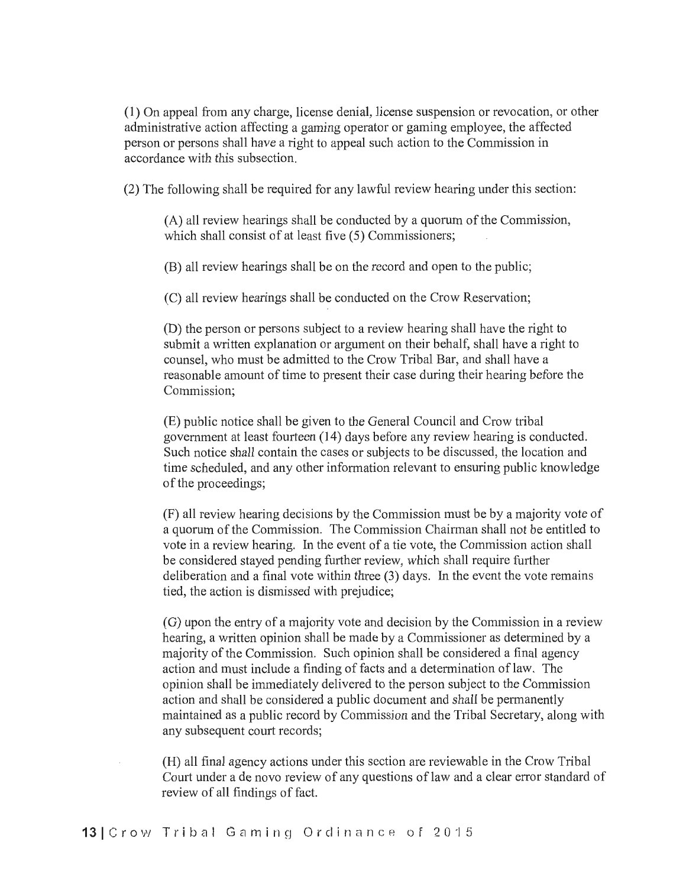(1) On appeal from any charge, license denial, license suspension or revocation, or other administrative action affecting a gaming operator or gaming employee, the affected person or persons shall have a right to appeal such action to the Commission in accordance with this subsection.

(2) The following shall be required for any lawful review hearing under this section:

(A) all review hearings shall be conducted by a quorum of the Commission, which shall consist of at least five (5) Commissioners;

(B) all review hearings shall be on the record and open to the public;

(C) all review hearings shall be conducted on the Crow Reservation;

(D) the person or persons subject to a review hearing shall have the right to submit a written explanation or argument on their behalf, shall have a right to counsel, who must be admitted to the Crow Tribal Bar, and shall have a reasonable amount of time to present their case during their hearing before the Commission;

(E) public notice shall be given to the General Council and Crow tribal government at least fourteen (14) days before any review hearing is conducted. Such notice shall contain the cases or subjects to be discussed, the location and time scheduled, and any other information relevant to ensuring public knowledge of the proceedings;

(F) all review hearing decisions by the Commission must be by a majority vote of a quorum of the Commission. The Commission Chairman shall not be entitled to vote in a review hearing. In the event of a tie vote, the Commission action shall be considered stayed pending further review, which shall require further deliberation and a final vote within three (3) days. In the event the vote remains tied, the action is dismissed with prejudice;

(G) upon the entry of a majority vote and decision by the Commission in a review hearing, a written opinion shall be made by a Commissioner as determined by a majority of the Commission. Such opinion shall be considered a final agency action and must include a finding of facts and a determination of law. The opinion shall be immediately delivered to the person subject to the Commission action and shall be considered a public document and shall be permanently maintained as a public record by Commission and the Tribal Secretary, along with any subsequent court records;

(H) all final agency actions under this section are reviewable in the Crow Tribal Court under a de novo review of any questions of law and a clear error standard of review of all findings of fact.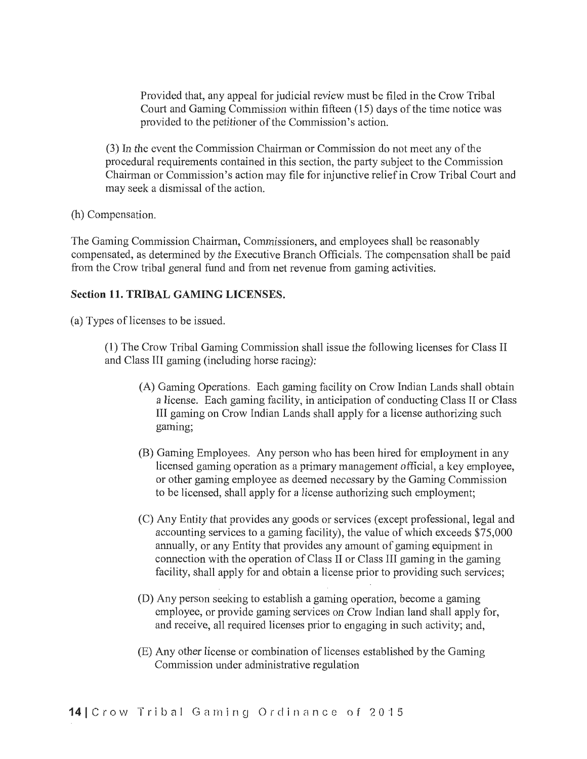Provided that, any appeal for judicial review must be filed in the Crow Tribal Court and Gaming Commission within fifteen (15) days of the time notice was provided to the petitioner of the Commission's action.

(3) In the event the Commission Chairman or Commission do not meet any of the procedural requirements contained in this section, the party subject to the Commission Chairman or Commission's action may file for injunctive relief in Crow Tribal Court and may seek a dismissal of the action.

(h) Compensation.

The Gaming Commission Chairman, Commissioners, and employees shall be reasonably compensated, as determined by the Executive Branch Officials. The compensation shall be paid from the Crow tribal general fund and from net revenue from gaming activities.

**Section 11. TRIBAL GAMING LICENSES.**

(a) Types of licenses to be issued.

(1) The Crow Tribal Gaming Commission shall issue the following licenses for Class II and Class III gaming (including horse racing):

(A) Gaming Operations. Each gaming facility on Crow Indian Lands shall obtain a license. Each gaming facility, in anticipation of conducting Class II or Class III gaming on Crow Indian Lands shall apply for a license authorizing such gaming;

(B) Gaming Employees. Any person who has been hired for employment in any licensed gaming operation as a primary management official, a key employee, or other gaming employee as deemed necessary by the Gaming Commission to be licensed, shall apply for a license authorizing such employment;

(C) Any Entity that provides any goods or services (except professional, legal and accounting services to a gaming facility), the value of which exceeds $75,000 annually, or any Entity that provides any amount of gaming equipment in connection with the operation of Class II or Class III gaming in the gaming facility, shall apply for and obtain a license prior to providing such services;

(D) Any person seeking to establish a gaming operation, become a gaming employee, or provide gaming services on Crow Indian land shall apply for, and receive, all required licenses prior to engaging in such activity; and,

(E) Any other license or combination of licenses established by the Gaming Commission under administrative regulation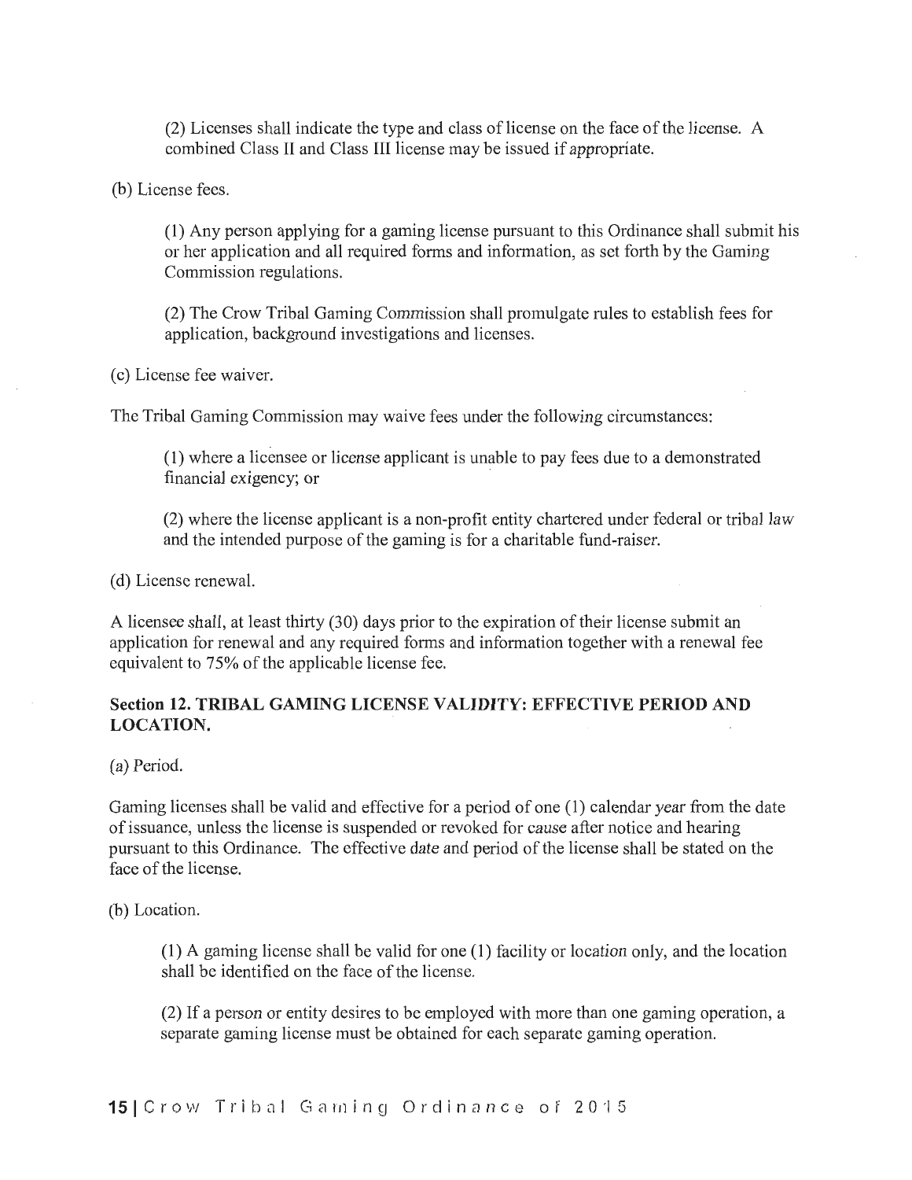(2) Licenses shall indicate the type and class of license on the face of the license. A combined Class II and Class III license may be issued if appropriate.

(b) License fees.

(1) Any person applying for a gaming license pursuant to this Ordinance shall submit his or her application and all required forms and information, as set forth by the Gaming Commission regulations.

(2) The Crow Tribal Gaming Commission shall promulgate rules to establish fees for application, background investigations and licenses.

(c) License fee waiver.

The Tribal Gaming Commission may waive fees under the following circumstances:

(1) where a licensee or license applicant is unable to pay fees due to a demonstrated financial exigency; or

(2) where the license applicant is a non-profit entity chartered under federal or tribal law and the intended purpose of the gaming is for a charitable fund-raiser.

(d) License renewal.

A licensee shall, at least thirty (30) days prior to the expiration of their license submit an application for renewal and any required forms and information together with a renewal fee equivalent to 75% of the applicable license fee.

### Section 12. TRIBAL GAMING LICENSE VALIDITY: EFFECTIVE PERIOD AND LOCATION.

(a) Period.

Gaming licenses shall be valid and effective for a period of one (1) calendar year from the date of issuance, unless the license is suspended or revoked for cause after notice and hearing pursuant to this Ordinance. The effective date and period of the license shall be stated on the face of the license.

(b) Location.

(1) A gaming license shall be valid for one (1) facility or location only, and the location shall be identified on the face of the license.

(2) If a person or entity desires to be employed with more than one gaming operation, a separate gaming license must be obtained for each separate gaming operation.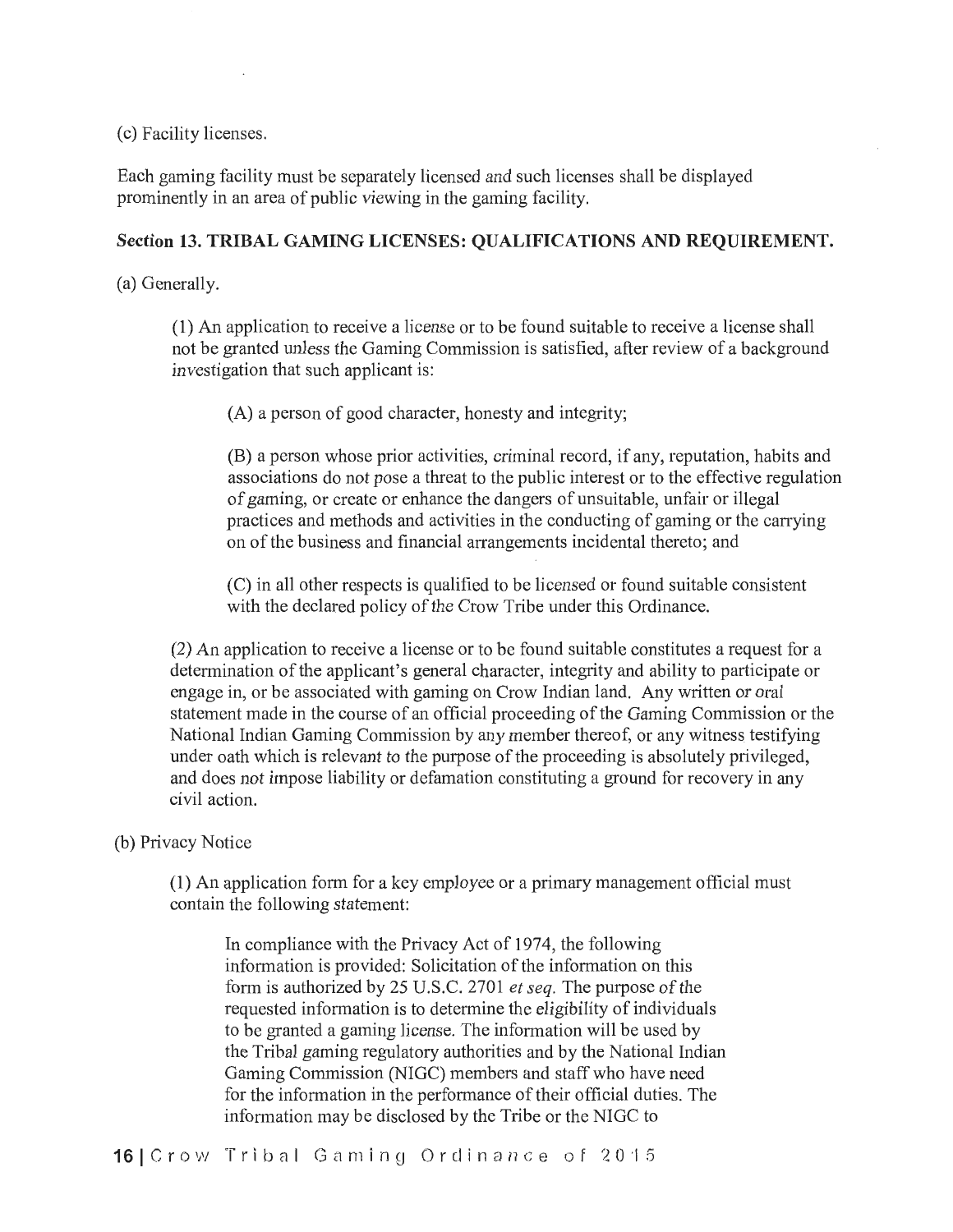(c) Facility licenses.

Each gaming facility must be separately licensed and such licenses shall be displayed prominently in an area of public viewing in the gaming facility.

## Section 13. TRIBAL GAMING LICENSES: QUALIFICATIONS AND REQUIREMENT.

(a) Generally.

(1) An application to receive a license or to be found suitable to receive a license shall not be granted unless the Gaming Commission is satisfied, after review of a background investigation that such applicant is:

(A) a person of good character, honesty and integrity;

(B) a person whose prior activities, criminal record, if any, reputation, habits and associations do not pose a threat to the public interest or to the effective regulation of gaming, or create or enhance the dangers of unsuitable, unfair or illegal practices and methods and activities in the conducting of gaming or the carrying on of the business and financial arrangements incidental thereto; and

(C) in all other respects is qualified to be licensed or found suitable consistent with the declared policy of the Crow Tribe under this Ordinance.

(2) An application to receive a license or to be found suitable constitutes a request for a determination of the applicant's general character, integrity and ability to participate or engage in, or be associated with gaming on Crow Indian land. Any written or oral statement made in the course of an official proceeding of the Gaming Commission or the National Indian Gaming Commission by any member thereof, or any witness testifying under oath which is relevant to the purpose of the proceeding is absolutely privileged, and does not impose liability or defamation constituting a ground for recovery in any civil action.

(b) Privacy Notice

(1) An application form for a key employee or a primary management official must contain the following statement:

> In compliance with the Privacy Act of 1974, the following information is provided: Solicitation of the information on this form is authorized by 25 U.S.C. 2701 *et seq.* The purpose of the requested information is to determine the eligibility of individuals to be granted a gaming license. The information will be used by the Tribal gaming regulatory authorities and by the National Indian Gaming Commission (NIGC) members and staff who have need for the information in the performance of their official duties. The information may be disclosed by the Tribe or the NIGC to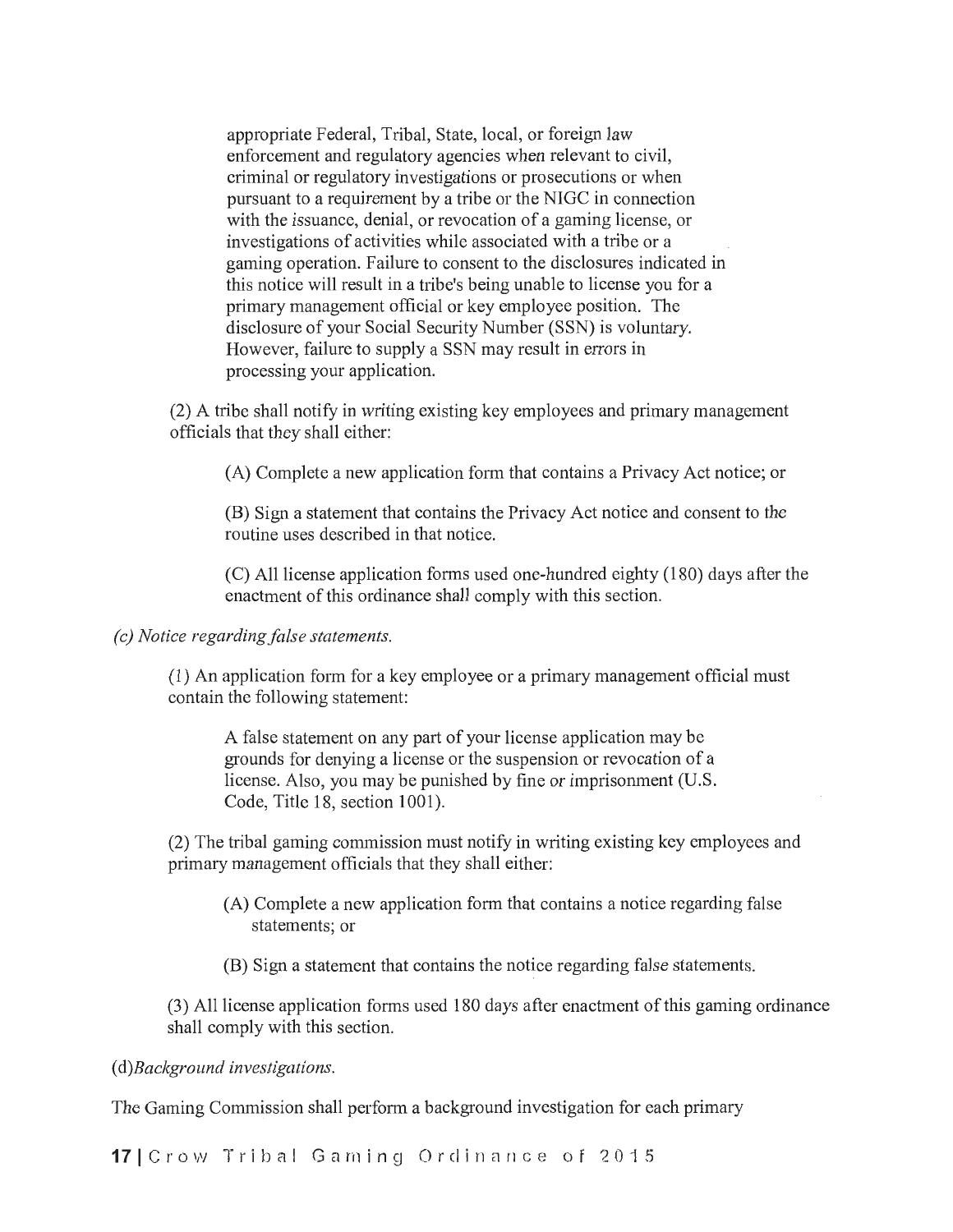appropriate Federal, Tribal, State, local, or foreign law enforcement and regulatory agencies when relevant to civil, criminal or regulatory investigations or prosecutions or when pursuant to a requirement by a tribe or the NIGC in connection with the issuance, denial, or revocation of a gaming license, or investigations of activities while associated with a tribe or a gaming operation. Failure to consent to the disclosures indicated in this notice will result in a tribe's being unable to license you for a primary management official or key employee position. The disclosure of your Social Security Number (SSN) is voluntary. However, failure to supply a SSN may result in errors in processing your application.

(2) A tribe shall notify in writing existing key employees and primary management officials that they shall either:

(A) Complete a new application form that contains a Privacy Act notice; or

(B) Sign a statement that contains the Privacy Act notice and consent to the routine uses described in that notice.

(C) All license application forms used one-hundred eighty (180) days after the enactment of this ordinance shall comply with this section.

*(c) Notice regarding false statements.*

(1) An application form for a key employee or a primary management official must contain the following statement:

A false statement on any part of your license application may be grounds for denying a license or the suspension or revocation of a license. Also, you may be punished by fine or imprisonment (U.S. Code, Title 18, section 1001).

(2) The tribal gaming commission must notify in writing existing key employees and primary management officials that they shall either:

(A) Complete a new application form that contains a notice regarding false statements; or

(B) Sign a statement that contains the notice regarding false statements.

(3) All license application forms used 180 days after enactment of this gaming ordinance shall comply with this section.

*(d) Background investigations.*

The Gaming Commission shall perform a background investigation for each primary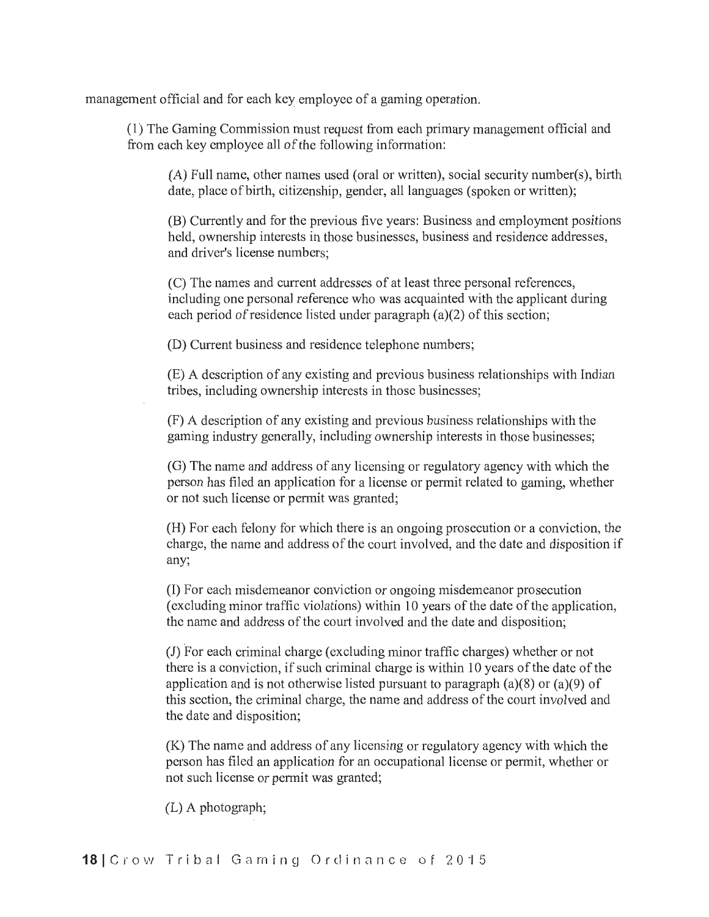management official and for each key employee of a gaming operation.

(1) The Gaming Commission must request from each primary management official and from each key employee all of the following information:

(A) Full name, other names used (oral or written), social security number(s), birth date, place of birth, citizenship, gender, all languages (spoken or written);

(B) Currently and for the previous five years: Business and employment positions held, ownership interests in those businesses, business and residence addresses, and driver's license numbers;

(C) The names and current addresses of at least three personal references, including one personal reference who was acquainted with the applicant during each period of residence listed under paragraph (a)(2) of this section;

(D) Current business and residence telephone numbers;

(E) A description of any existing and previous business relationships with Indian tribes, including ownership interests in those businesses;

(F) A description of any existing and previous business relationships with the gaming industry generally, including ownership interests in those businesses;

(G) The name and address of any licensing or regulatory agency with which the person has filed an application for a license or permit related to gaming, whether or not such license or permit was granted;

(H) For each felony for which there is an ongoing prosecution or a conviction, the charge, the name and address of the court involved, and the date and disposition if any;

(I) For each misdemeanor conviction or ongoing misdemeanor prosecution (excluding minor traffic violations) within 10 years of the date of the application, the name and address of the court involved and the date and disposition;

(J) For each criminal charge (excluding minor traffic charges) whether or not there is a conviction, if such criminal charge is within 10 years of the date of the application and is not otherwise listed pursuant to paragraph (a)(8) or (a)(9) of this section, the criminal charge, the name and address of the court involved and the date and disposition;

(K) The name and address of any licensing or regulatory agency with which the person has filed an application for an occupational license or permit, whether or not such license or permit was granted;

(L) A photograph;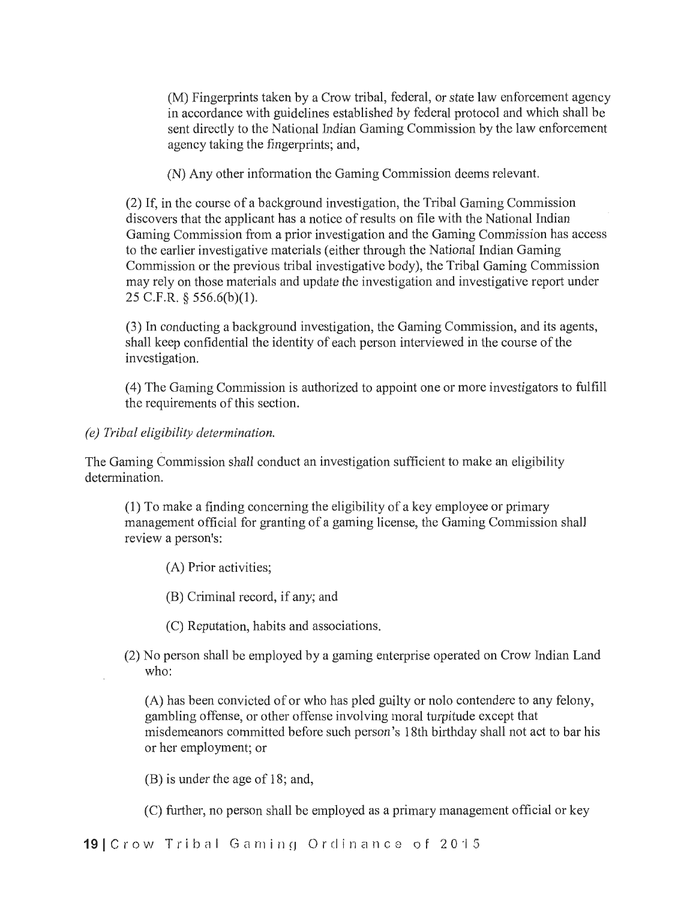(M) Fingerprints taken by a Crow tribal, federal, or state law enforcement agency in accordance with guidelines established by federal protocol and which shall be sent directly to the National Indian Gaming Commission by the law enforcement agency taking the fingerprints; and,

(N) Any other information the Gaming Commission deems relevant.

(2) If, in the course of a background investigation, the Tribal Gaming Commission discovers that the applicant has a notice of results on file with the National Indian Gaming Commission from a prior investigation and the Gaming Commission has access to the earlier investigative materials (either through the National Indian Gaming Commission or the previous tribal investigative body), the Tribal Gaming Commission may rely on those materials and update the investigation and investigative report under 25 C.F.R. § 556.6(b)(1).

(3) In conducting a background investigation, the Gaming Commission, and its agents, shall keep confidential the identity of each person interviewed in the course of the investigation.

(4) The Gaming Commission is authorized to appoint one or more investigators to fulfill the requirements of this section.

*(e) Tribal eligibility determination.*

The Gaming Commission shall conduct an investigation sufficient to make an eligibility determination.

(1) To make a finding concerning the eligibility of a key employee or primary management official for granting of a gaming license, the Gaming Commission shall review a person's:

(A) Prior activities;

(B) Criminal record, if any; and

(C) Reputation, habits and associations.

(2) No person shall be employed by a gaming enterprise operated on Crow Indian Land who:

(A) has been convicted of or who has pled guilty or nolo contendere to any felony, gambling offense, or other offense involving moral turpitude except that misdemeanors committed before such person's 18th birthday shall not act to bar his or her employment; or

(B) is under the age of 18; and,

(C) further, no person shall be employed as a primary management official or key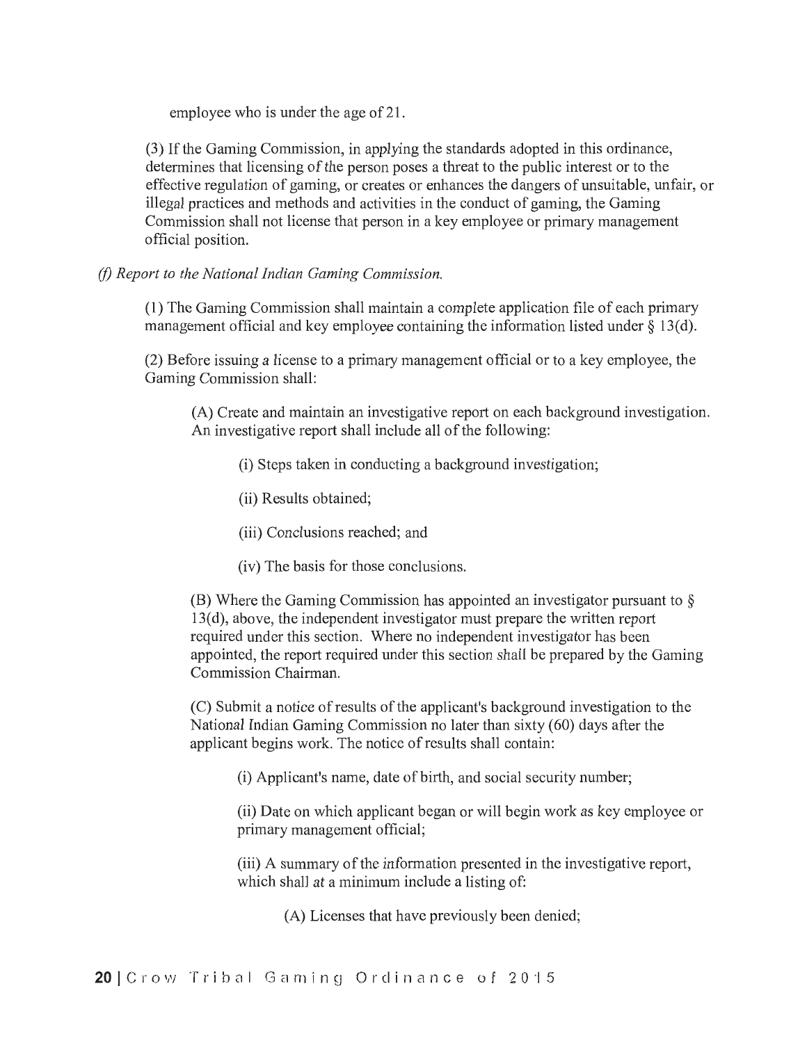employee who is under the age of 21.

(3) If the Gaming Commission, in applying the standards adopted in this ordinance, determines that licensing of the person poses a threat to the public interest or to the effective regulation of gaming, or creates or enhances the dangers of unsuitable, unfair, or illegal practices and methods and activities in the conduct of gaming, the Gaming Commission shall not license that person in a key employee or primary management official position.

*(f) Report to the National Indian Gaming Commission.*

(1) The Gaming Commission shall maintain a complete application file of each primary management official and key employee containing the information listed under § 13(d).

(2) Before issuing a license to a primary management official or to a key employee, the Gaming Commission shall:

(A) Create and maintain an investigative report on each background investigation. An investigative report shall include all of the following:

(i) Steps taken in conducting a background investigation;

(ii) Results obtained;

(iii) Conclusions reached; and

(iv) The basis for those conclusions.

(B) Where the Gaming Commission has appointed an investigator pursuant to § 13(d), above, the independent investigator must prepare the written report required under this section. Where no independent investigator has been appointed, the report required under this section shall be prepared by the Gaming Commission Chairman.

(C) Submit a notice of results of the applicant's background investigation to the National Indian Gaming Commission no later than sixty (60) days after the applicant begins work. The notice of results shall contain:

(i) Applicant's name, date of birth, and social security number;

(ii) Date on which applicant began or will begin work as key employee or primary management official;

(iii) A summary of the information presented in the investigative report, which shall at a minimum include a listing of:

(A) Licenses that have previously been denied;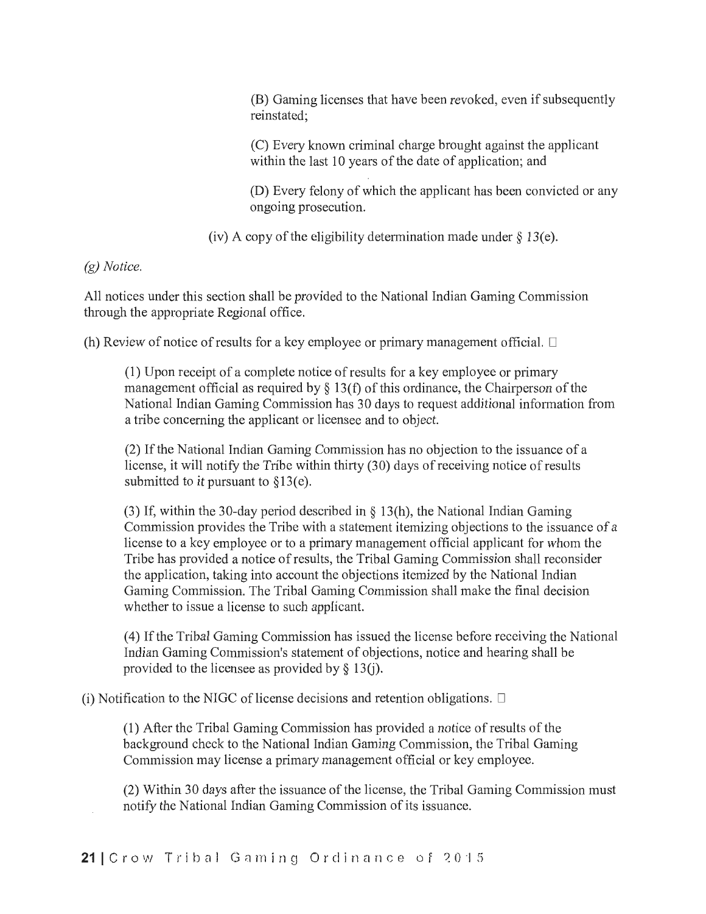(B) Gaming licenses that have been revoked, even if subsequently reinstated;

(C) Every known criminal charge brought against the applicant within the last 10 years of the date of application; and

(D) Every felony of which the applicant has been convicted or any ongoing prosecution.

(iv) A copy of the eligibility determination made under § 13(e).

*(g) Notice.*

All notices under this section shall be provided to the National Indian Gaming Commission through the appropriate Regional office.

(h) Review of notice of results for a key employee or primary management official. □

(1) Upon receipt of a complete notice of results for a key employee or primary management official as required by § 13(f) of this ordinance, the Chairperson of the National Indian Gaming Commission has 30 days to request additional information from a tribe concerning the applicant or licensee and to object.

(2) If the National Indian Gaming Commission has no objection to the issuance of a license, it will notify the Tribe within thirty (30) days of receiving notice of results submitted to it pursuant to §13(e).

(3) If, within the 30-day period described in § 13(h), the National Indian Gaming Commission provides the Tribe with a statement itemizing objections to the issuance of a license to a key employee or to a primary management official applicant for whom the Tribe has provided a notice of results, the Tribal Gaming Commission shall reconsider the application, taking into account the objections itemized by the National Indian Gaming Commission. The Tribal Gaming Commission shall make the final decision whether to issue a license to such applicant.

(4) If the Tribal Gaming Commission has issued the license before receiving the National Indian Gaming Commission's statement of objections, notice and hearing shall be provided to the licensee as provided by § 13(j).

(i) Notification to the NIGC of license decisions and retention obligations. □

(1) After the Tribal Gaming Commission has provided a notice of results of the background check to the National Indian Gaming Commission, the Tribal Gaming Commission may license a primary management official or key employee.

(2) Within 30 days after the issuance of the license, the Tribal Gaming Commission must notify the National Indian Gaming Commission of its issuance.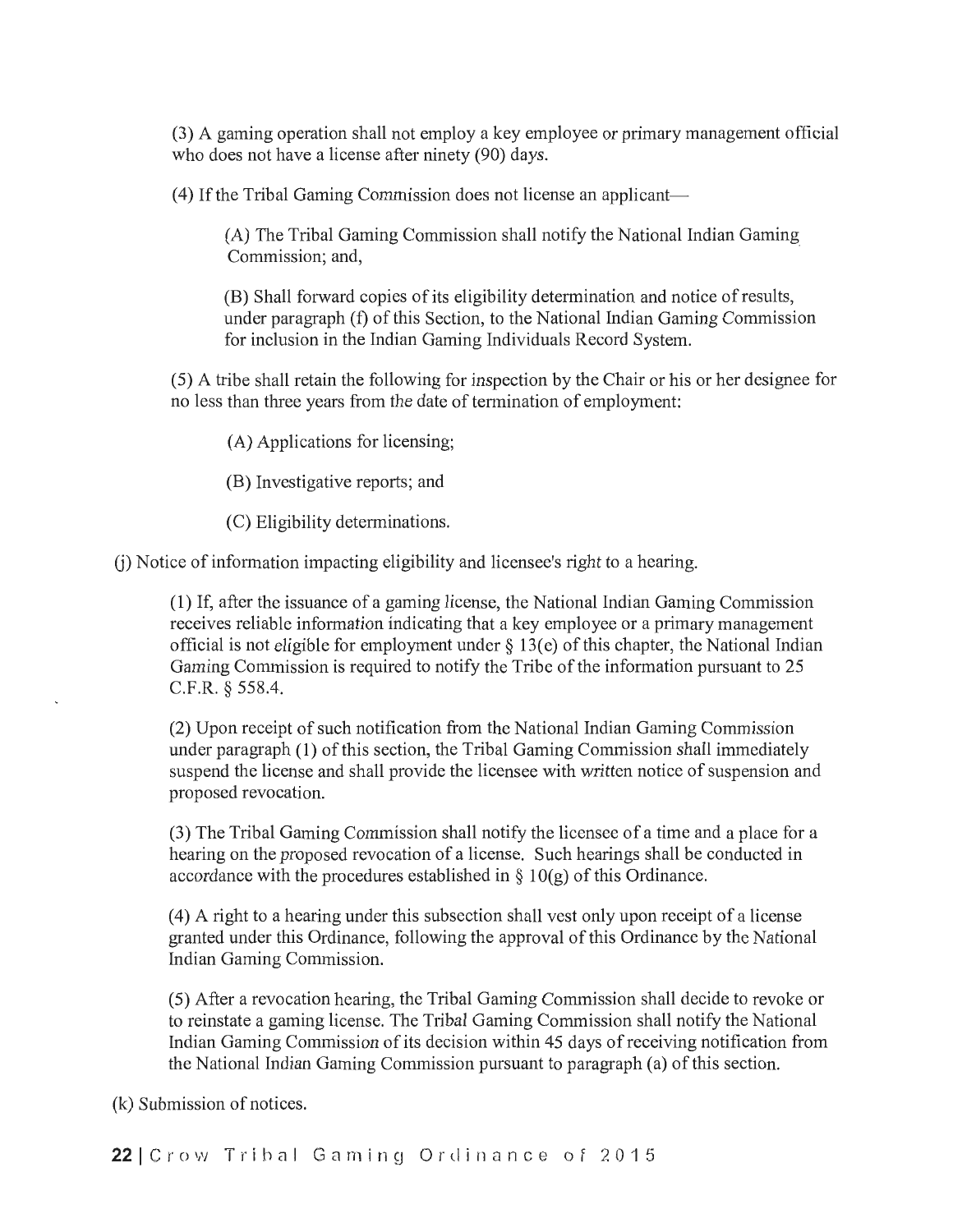(3) A gaming operation shall not employ a key employee or primary management official who does not have a license after ninety (90) days.

(4) If the Tribal Gaming Commission does not license an applicant—

(A) The Tribal Gaming Commission shall notify the National Indian Gaming Commission; and,

(B) Shall forward copies of its eligibility determination and notice of results, under paragraph (f) of this Section, to the National Indian Gaming Commission for inclusion in the Indian Gaming Individuals Record System.

(5) A tribe shall retain the following for inspection by the Chair or his or her designee for no less than three years from the date of termination of employment:

(A) Applications for licensing;

(B) Investigative reports; and

(C) Eligibility determinations.

(j) Notice of information impacting eligibility and licensee's right to a hearing.

(1) If, after the issuance of a gaming license, the National Indian Gaming Commission receives reliable information indicating that a key employee or a primary management official is not eligible for employment under § 13(e) of this chapter, the National Indian Gaming Commission is required to notify the Tribe of the information pursuant to 25 C.F.R. § 558.4.

(2) Upon receipt of such notification from the National Indian Gaming Commission under paragraph (1) of this section, the Tribal Gaming Commission shall immediately suspend the license and shall provide the licensee with written notice of suspension and proposed revocation.

(3) The Tribal Gaming Commission shall notify the licensee of a time and a place for a hearing on the proposed revocation of a license. Such hearings shall be conducted in accordance with the procedures established in § 10(g) of this Ordinance.

(4) A right to a hearing under this subsection shall vest only upon receipt of a license granted under this Ordinance, following the approval of this Ordinance by the National Indian Gaming Commission.

(5) After a revocation hearing, the Tribal Gaming Commission shall decide to revoke or to reinstate a gaming license. The Tribal Gaming Commission shall notify the National Indian Gaming Commission of its decision within 45 days of receiving notification from the National Indian Gaming Commission pursuant to paragraph (a) of this section.

(k) Submission of notices.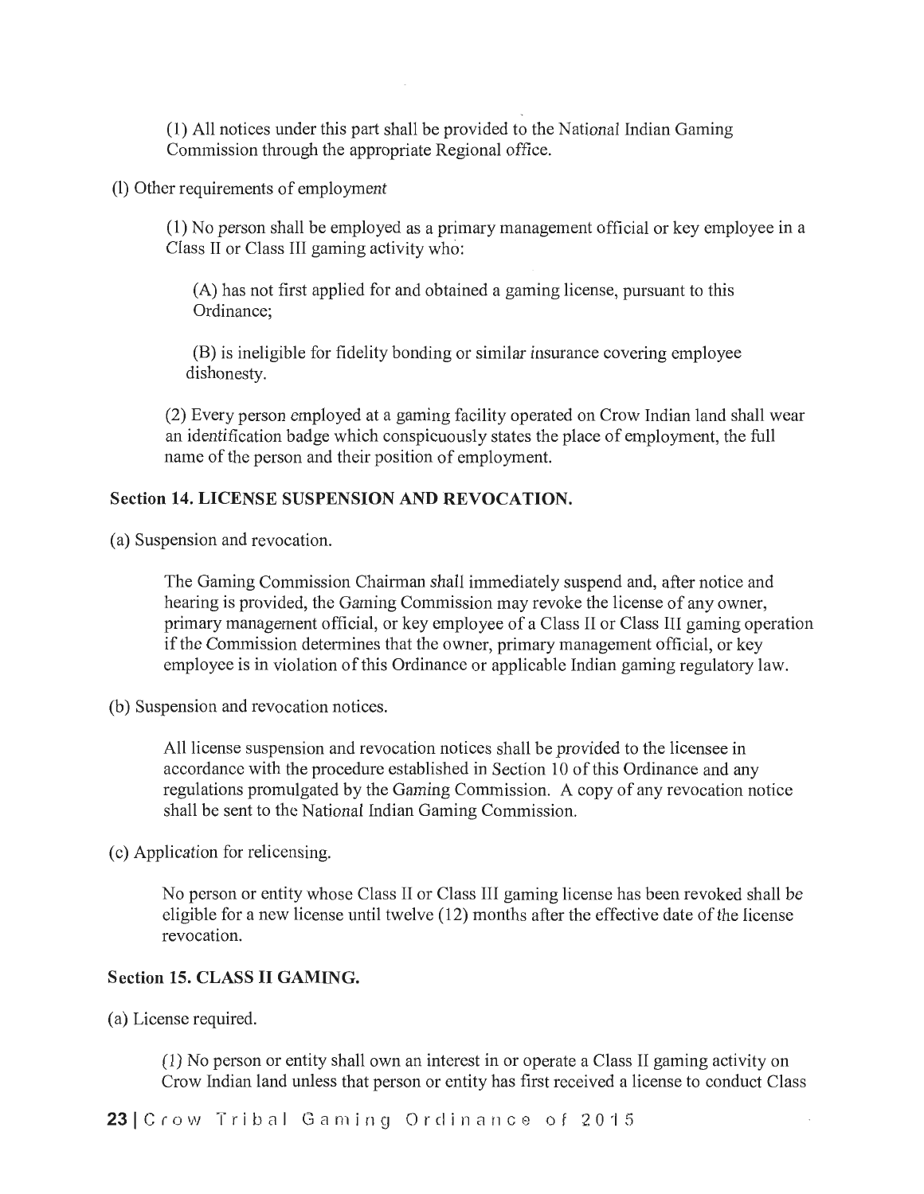(1) All notices under this part shall be provided to the National Indian Gaming Commission through the appropriate Regional office.

(l) Other requirements of employment

(1) No person shall be employed as a primary management official or key employee in a Class II or Class III gaming activity who:

(A) has not first applied for and obtained a gaming license, pursuant to this Ordinance;

(B) is ineligible for fidelity bonding or similar insurance covering employee dishonesty.

(2) Every person employed at a gaming facility operated on Crow Indian land shall wear an identification badge which conspicuously states the place of employment, the full name of the person and their position of employment.

### Section 14. LICENSE SUSPENSION AND REVOCATION.

(a) Suspension and revocation.

The Gaming Commission Chairman shall immediately suspend and, after notice and hearing is provided, the Gaming Commission may revoke the license of any owner, primary management official, or key employee of a Class II or Class III gaming operation if the Commission determines that the owner, primary management official, or key employee is in violation of this Ordinance or applicable Indian gaming regulatory law.

(b) Suspension and revocation notices.

All license suspension and revocation notices shall be provided to the licensee in accordance with the procedure established in Section 10 of this Ordinance and any regulations promulgated by the Gaming Commission. A copy of any revocation notice shall be sent to the National Indian Gaming Commission.

(c) Application for relicensing.

No person or entity whose Class II or Class III gaming license has been revoked shall be eligible for a new license until twelve (12) months after the effective date of the license revocation.

### Section 15. CLASS II GAMING.

(a) License required.

(1) No person or entity shall own an interest in or operate a Class II gaming activity on Crow Indian land unless that person or entity has first received a license to conduct Class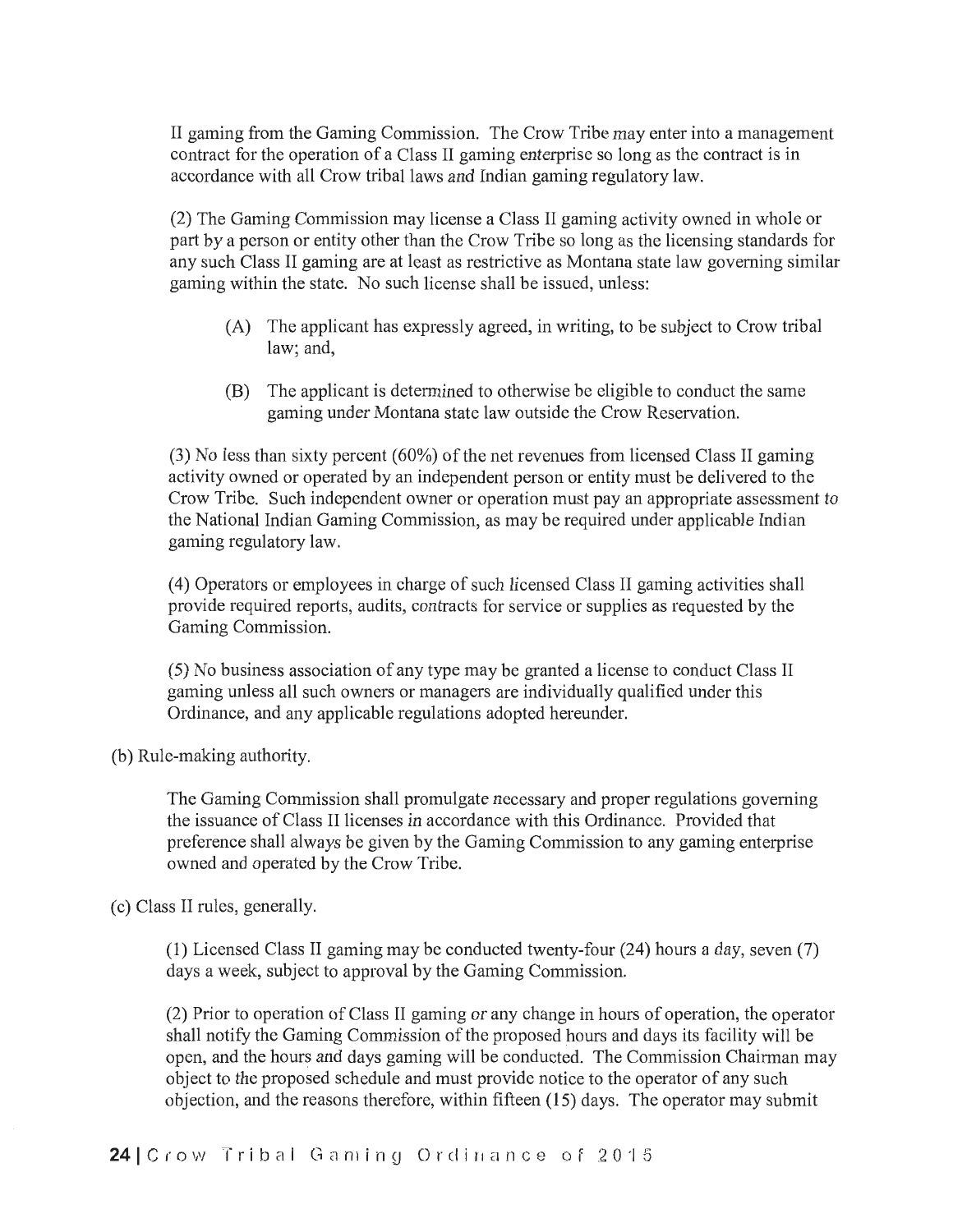II gaming from the Gaming Commission. The Crow Tribe may enter into a management contract for the operation of a Class II gaming enterprise so long as the contract is in accordance with all Crow tribal laws and Indian gaming regulatory law.

(2) The Gaming Commission may license a Class II gaming activity owned in whole or part by a person or entity other than the Crow Tribe so long as the licensing standards for any such Class II gaming are at least as restrictive as Montana state law governing similar gaming within the state. No such license shall be issued, unless:

(A) The applicant has expressly agreed, in writing, to be subject to Crow tribal law; and,

(B) The applicant is determined to otherwise be eligible to conduct the same gaming under Montana state law outside the Crow Reservation.

(3) No less than sixty percent (60%) of the net revenues from licensed Class II gaming activity owned or operated by an independent person or entity must be delivered to the Crow Tribe. Such independent owner or operation must pay an appropriate assessment to the National Indian Gaming Commission, as may be required under applicable Indian gaming regulatory law.

(4) Operators or employees in charge of such licensed Class II gaming activities shall provide required reports, audits, contracts for service or supplies as requested by the Gaming Commission.

(5) No business association of any type may be granted a license to conduct Class II gaming unless all such owners or managers are individually qualified under this Ordinance, and any applicable regulations adopted hereunder.

(b) Rule-making authority.

The Gaming Commission shall promulgate necessary and proper regulations governing the issuance of Class II licenses in accordance with this Ordinance. Provided that preference shall always be given by the Gaming Commission to any gaming enterprise owned and operated by the Crow Tribe.

(c) Class II rules, generally.

(1) Licensed Class II gaming may be conducted twenty-four (24) hours a day, seven (7) days a week, subject to approval by the Gaming Commission.

(2) Prior to operation of Class II gaming or any change in hours of operation, the operator shall notify the Gaming Commission of the proposed hours and days its facility will be open, and the hours and days gaming will be conducted. The Commission Chairman may object to the proposed schedule and must provide notice to the operator of any such objection, and the reasons therefore, within fifteen (15) days. The operator may submit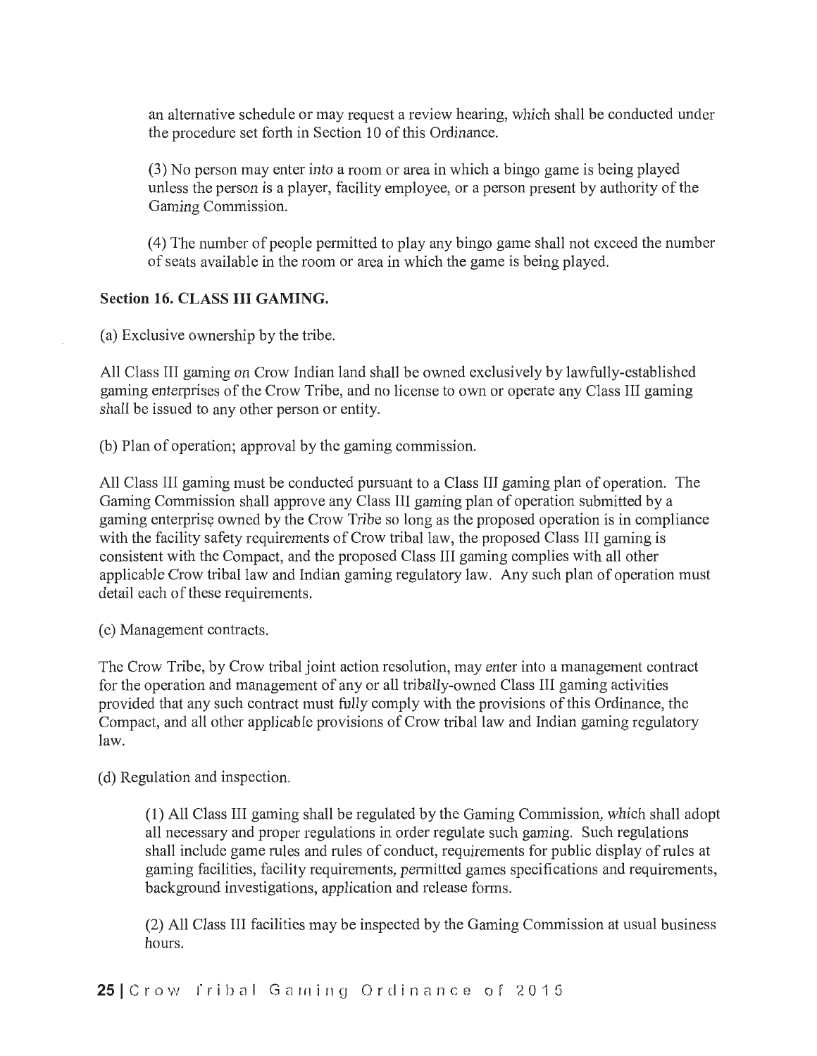an alternative schedule or may request a review hearing, which shall be conducted under the procedure set forth in Section 10 of this Ordinance.

(3) No person may enter into a room or area in which a bingo game is being played unless the person is a player, facility employee, or a person present by authority of the Gaming Commission.

(4) The number of people permitted to play any bingo game shall not exceed the number of seats available in the room or area in which the game is being played.

**Section 16. CLASS III GAMING.**

(a) Exclusive ownership by the tribe.

All Class III gaming on Crow Indian land shall be owned exclusively by lawfully-established gaming enterprises of the Crow Tribe, and no license to own or operate any Class III gaming shall be issued to any other person or entity.

(b) Plan of operation; approval by the gaming commission.

All Class III gaming must be conducted pursuant to a Class III gaming plan of operation. The Gaming Commission shall approve any Class III gaming plan of operation submitted by a gaming enterprise owned by the Crow Tribe so long as the proposed operation is in compliance with the facility safety requirements of Crow tribal law, the proposed Class III gaming is consistent with the Compact, and the proposed Class III gaming complies with all other applicable Crow tribal law and Indian gaming regulatory law. Any such plan of operation must detail each of these requirements.

(c) Management contracts.

The Crow Tribe, by Crow tribal joint action resolution, may enter into a management contract for the operation and management of any or all tribally-owned Class III gaming activities provided that any such contract must fully comply with the provisions of this Ordinance, the Compact, and all other applicable provisions of Crow tribal law and Indian gaming regulatory law.

(d) Regulation and inspection.

(1) All Class III gaming shall be regulated by the Gaming Commission, which shall adopt all necessary and proper regulations in order regulate such gaming. Such regulations shall include game rules and rules of conduct, requirements for public display of rules at gaming facilities, facility requirements, permitted games specifications and requirements, background investigations, application and release forms.

(2) All Class III facilities may be inspected by the Gaming Commission at usual business hours.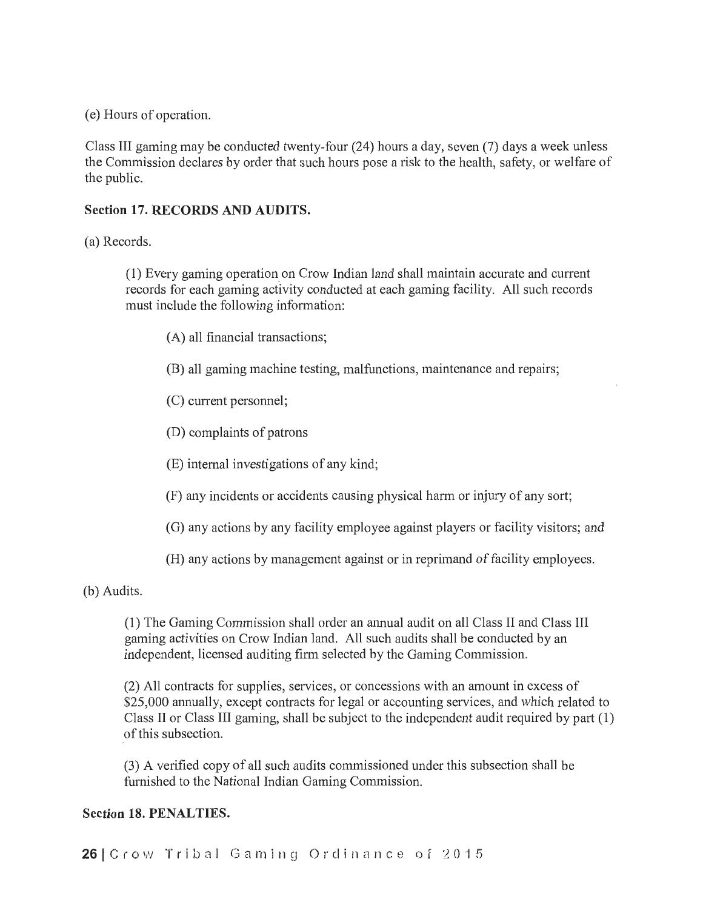(e) Hours of operation.

Class III gaming may be conducted twenty-four (24) hours a day, seven (7) days a week unless the Commission declares by order that such hours pose a risk to the health, safety, or welfare of the public.

**Section 17. RECORDS AND AUDITS.**

(a) Records.

(1) Every gaming operation on Crow Indian land shall maintain accurate and current records for each gaming activity conducted at each gaming facility. All such records must include the following information:

(A) all financial transactions;

(B) all gaming machine testing, malfunctions, maintenance and repairs;

(C) current personnel;

(D) complaints of patrons

(E) internal investigations of any kind;

(F) any incidents or accidents causing physical harm or injury of any sort;

(G) any actions by any facility employee against players or facility visitors; and

(H) any actions by management against or in reprimand of facility employees.

(b) Audits.

(1) The Gaming Commission shall order an annual audit on all Class II and Class III gaming activities on Crow Indian land. All such audits shall be conducted by an independent, licensed auditing firm selected by the Gaming Commission.

(2) All contracts for supplies, services, or concessions with an amount in excess of $25,000 annually, except contracts for legal or accounting services, and which related to Class II or Class III gaming, shall be subject to the independent audit required by part (1) of this subsection.

(3) A verified copy of all such audits commissioned under this subsection shall be furnished to the National Indian Gaming Commission.

**Section 18. PENALTIES.**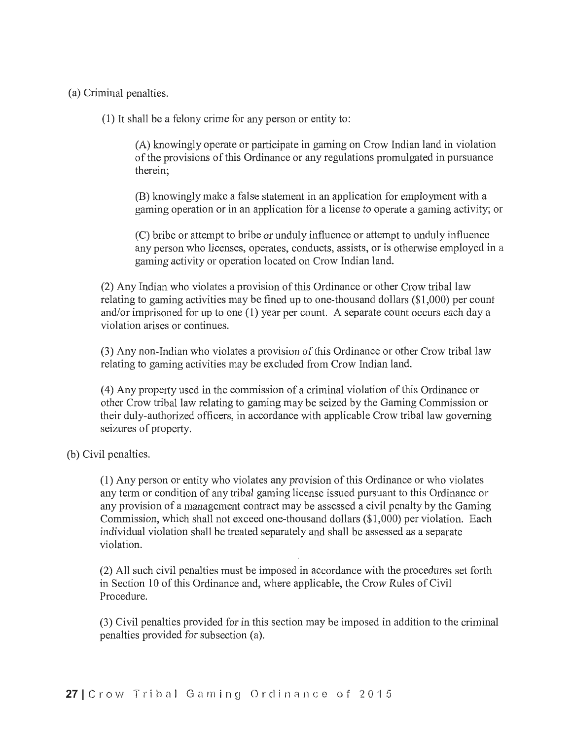(a) Criminal penalties.

(1) It shall be a felony crime for any person or entity to:

(A) knowingly operate or participate in gaming on Crow Indian land in violation of the provisions of this Ordinance or any regulations promulgated in pursuance therein;

(B) knowingly make a false statement in an application for employment with a gaming operation or in an application for a license to operate a gaming activity; or

(C) bribe or attempt to bribe or unduly influence or attempt to unduly influence any person who licenses, operates, conducts, assists, or is otherwise employed in a gaming activity or operation located on Crow Indian land.

(2) Any Indian who violates a provision of this Ordinance or other Crow tribal law relating to gaming activities may be fined up to one-thousand dollars ($1,000) per count and/or imprisoned for up to one (1) year per count. A separate count occurs each day a violation arises or continues.

(3) Any non-Indian who violates a provision of this Ordinance or other Crow tribal law relating to gaming activities may be excluded from Crow Indian land.

(4) Any property used in the commission of a criminal violation of this Ordinance or other Crow tribal law relating to gaming may be seized by the Gaming Commission or their duly-authorized officers, in accordance with applicable Crow tribal law governing seizures of property.

(b) Civil penalties.

(1) Any person or entity who violates any provision of this Ordinance or who violates any term or condition of any tribal gaming license issued pursuant to this Ordinance or any provision of a management contract may be assessed a civil penalty by the Gaming Commission, which shall not exceed one-thousand dollars ($1,000) per violation. Each individual violation shall be treated separately and shall be assessed as a separate violation.

(2) All such civil penalties must be imposed in accordance with the procedures set forth in Section 10 of this Ordinance and, where applicable, the Crow Rules of Civil Procedure.

(3) Civil penalties provided for in this section may be imposed in addition to the criminal penalties provided for subsection (a).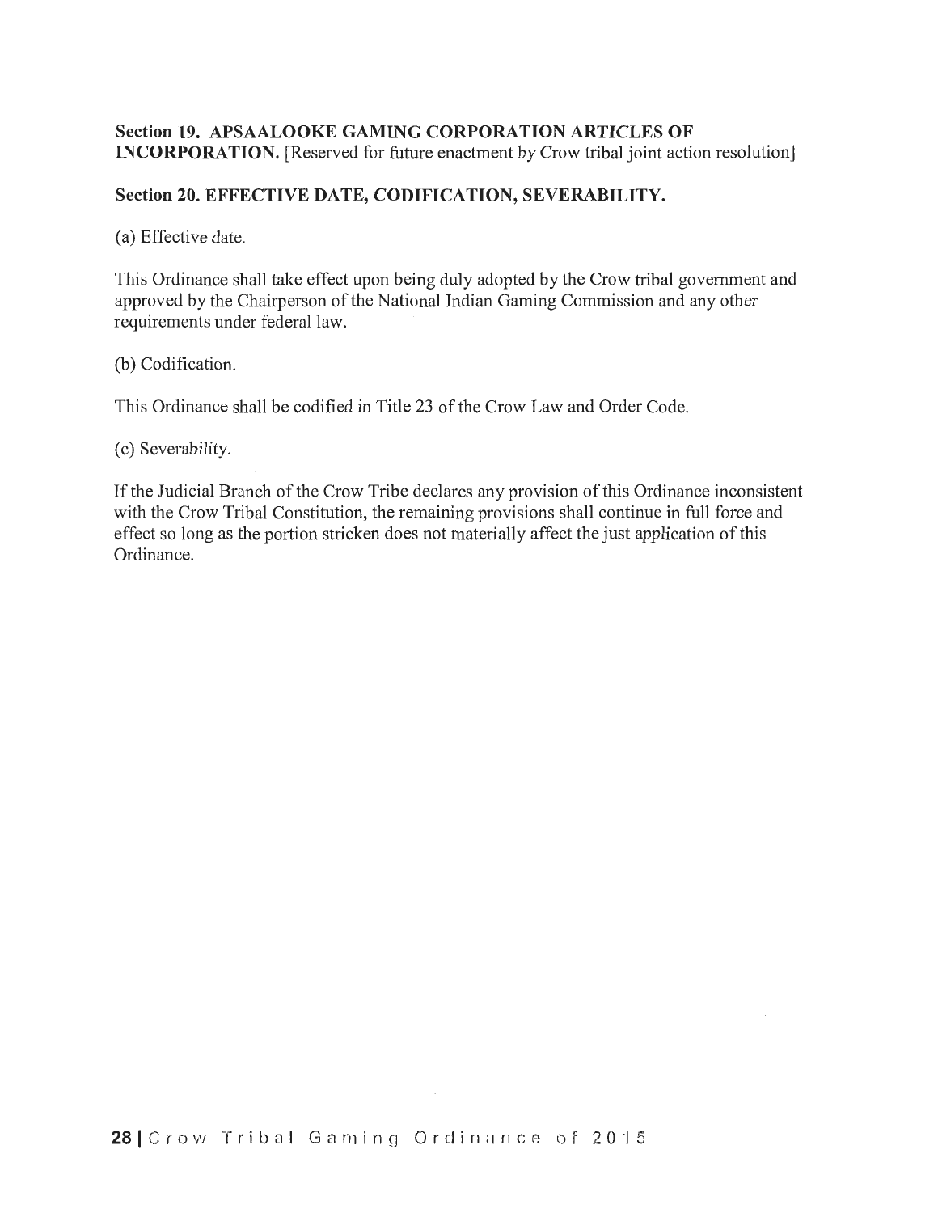**Section 19. APSAALOOKE GAMING CORPORATION ARTICLES OF INCORPORATION.** [Reserved for future enactment by Crow tribal joint action resolution]

**Section 20. EFFECTIVE DATE, CODIFICATION, SEVERABILITY.**

(a) Effective date.

This Ordinance shall take effect upon being duly adopted by the Crow tribal government and approved by the Chairperson of the National Indian Gaming Commission and any other requirements under federal law.

(b) Codification.

This Ordinance shall be codified in Title 23 of the Crow Law and Order Code.

(c) Severability.

If the Judicial Branch of the Crow Tribe declares any provision of this Ordinance inconsistent with the Crow Tribal Constitution, the remaining provisions shall continue in full force and effect so long as the portion stricken does not materially affect the just application of this Ordinance.